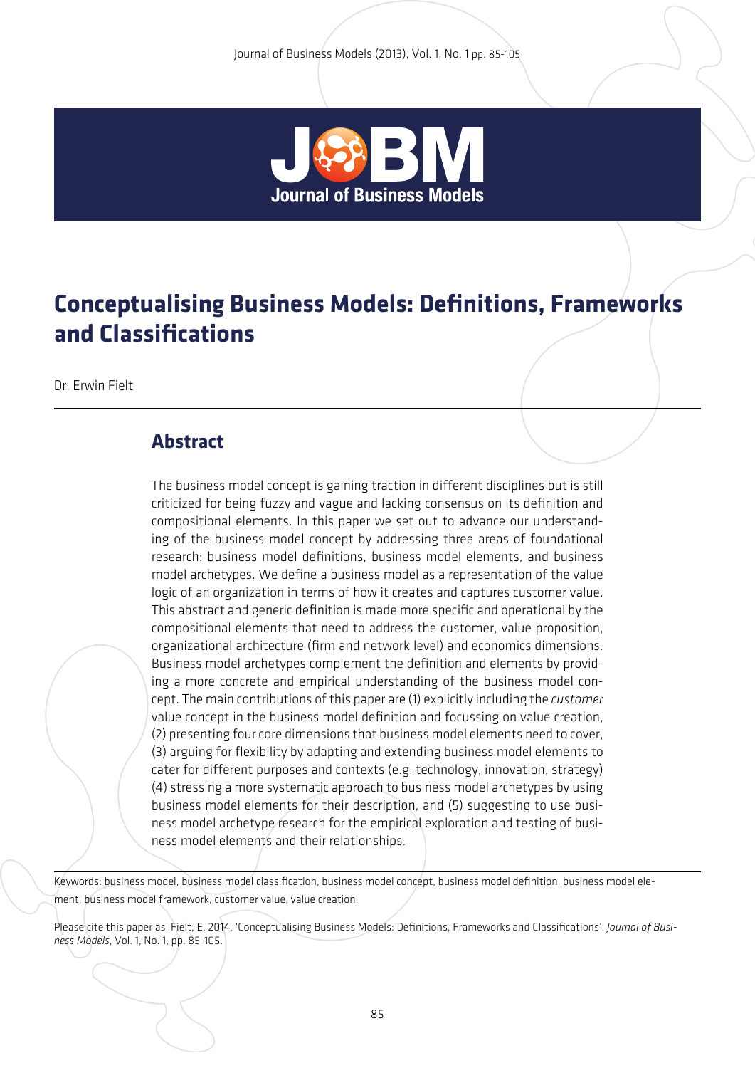# Conceptualising Business Models: Definitions, Frameworks and Classifications

Dr. Erwin Fielt

## Abstract

The business model concept is gaining traction in different disciplines but is still criticized for being fuzzy and vague and lacking consensus on its definition and compositional elements. In this paper we set out to advance our understanding of the business model concept by addressing three areas of foundational research: business model definitions, business model elements, and business model archetypes. We define a business model as a representation of the value logic of an organization in terms of how it creates and captures customer value. This abstract and generic definition is made more specific and operational by the compositional elements that need to address the customer, value proposition, organizational architecture (firm and network level) and economics dimensions. Business model archetypes complement the definition and elements by providing a more concrete and empirical understanding of the business model concept. The main contributions of this paper are (1) explicitly including the *customer* value concept in the business model definition and focussing on value creation, (2) presenting four core dimensions that business model elements need to cover, (3) arguing for flexibility by adapting and extending business model elements to cater for different purposes and contexts (e.g. technology, innovation, strategy) (4) stressing a more systematic approach to business model archetypes by using business model elements for their description, and (5) suggesting to use business model archetype research for the empirical exploration and testing of business model elements and their relationships.

Keywords: business model, business model classification, business model concept, business model definition, business model element, business model framework, customer value, value creation.

Please cite this paper as: Fielt, E. 2014, 'Conceptualising Business Models: Definitions, Frameworks and Classifications', *Journal of Business Models*, Vol. 1, No. 1, pp. 85-105.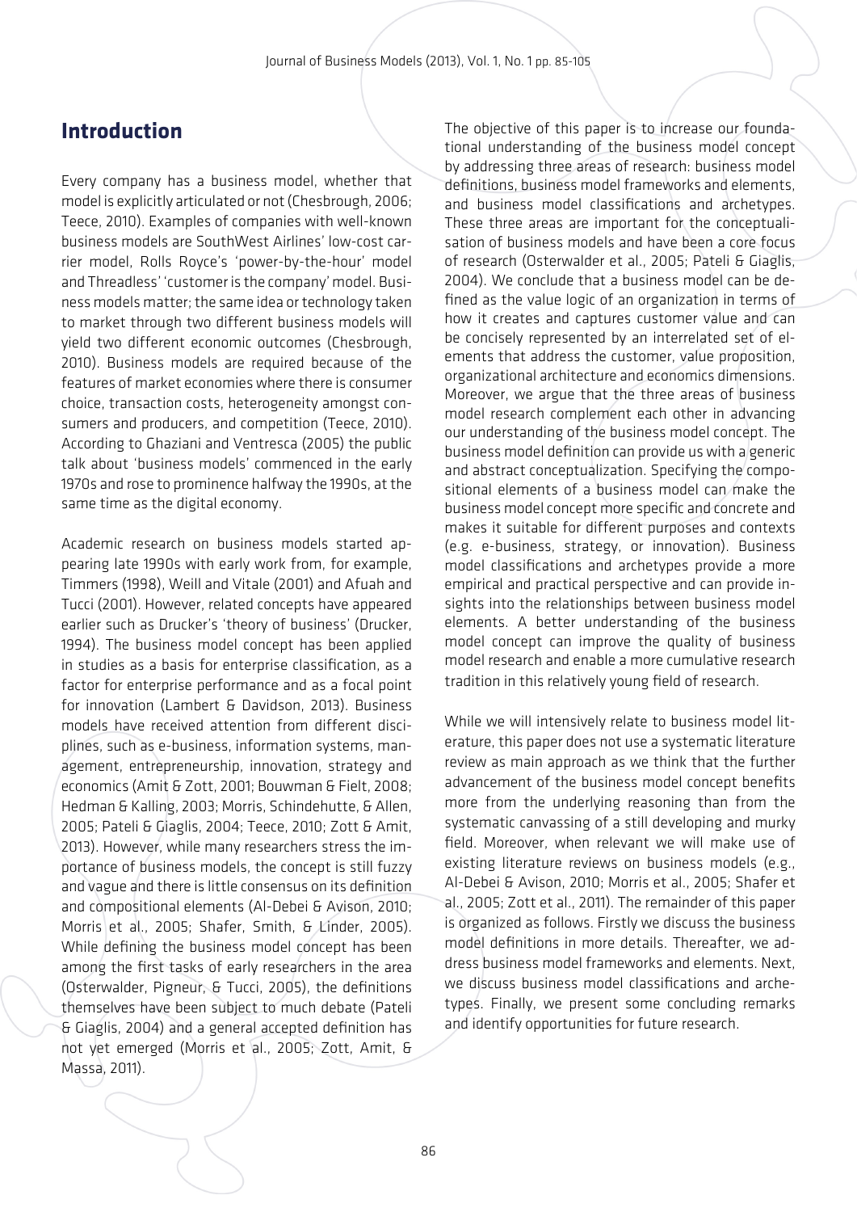## Introduction

Every company has a business model, whether that model is explicitly articulated or not (Chesbrough, 2006; Teece, 2010). Examples of companies with well-known business models are SouthWest Airlines' low-cost carrier model, Rolls Royce's 'power-by-the-hour' model and Threadless' 'customer is the company' model. Business models matter; the same idea or technology taken to market through two different business models will yield two different economic outcomes (Chesbrough, 2010). Business models are required because of the features of market economies where there is consumer choice, transaction costs, heterogeneity amongst consumers and producers, and competition (Teece, 2010). According to Ghaziani and Ventresca (2005) the public talk about 'business models' commenced in the early 1970s and rose to prominence halfway the 1990s, at the same time as the digital economy.

Academic research on business models started appearing late 1990s with early work from, for example, Timmers (1998), Weill and Vitale (2001) and Afuah and Tucci (2001). However, related concepts have appeared earlier such as Drucker's 'theory of business' (Drucker, 1994). The business model concept has been applied in studies as a basis for enterprise classification, as a factor for enterprise performance and as a focal point for innovation (Lambert & Davidson, 2013). Business models have received attention from different disciplines, such as e-business, information systems, management, entrepreneurship, innovation, strategy and economics (Amit & Zott, 2001; Bouwman & Fielt, 2008; Hedman & Kalling, 2003; Morris, Schindehutte, & Allen, 2005; Pateli & Giaglis, 2004; Teece, 2010; Zott & Amit, 2013). However, while many researchers stress the importance of business models, the concept is still fuzzy and vague and there is little consensus on its definition and compositional elements (Al-Debei & Avison, 2010; Morris et al., 2005; Shafer, Smith, & Linder, 2005). While defining the business model concept has been among the first tasks of early researchers in the area (Osterwalder, Pigneur, & Tucci, 2005), the definitions themselves have been subject to much debate (Pateli & Giaglis, 2004) and a general accepted definition has not yet emerged (Morris et al., 2005; Zott, Amit, & Massa, 2011).

The objective of this paper is to increase our foundational understanding of the business model concept by addressing three areas of research: business model definitions, business model frameworks and elements, and business model classifications and archetypes. These three areas are important for the conceptualisation of business models and have been a core focus of research (Osterwalder et al., 2005; Pateli & Giaglis, 2004). We conclude that a business model can be defined as the value logic of an organization in terms of how it creates and captures customer value and can be concisely represented by an interrelated set of elements that address the customer, value proposition, organizational architecture and economics dimensions. Moreover, we argue that the three areas of business model research complement each other in advancing our understanding of the business model concept. The business model definition can provide us with a generic and abstract conceptualization. Specifying the compositional elements of a business model can make the business model concept more specific and concrete and makes it suitable for different purposes and contexts (e.g. e-business, strategy, or innovation). Business model classifications and archetypes provide a more empirical and practical perspective and can provide insights into the relationships between business model elements. A better understanding of the business model concept can improve the quality of business model research and enable a more cumulative research tradition in this relatively young field of research.

While we will intensively relate to business model literature, this paper does not use a systematic literature review as main approach as we think that the further advancement of the business model concept benefits more from the underlying reasoning than from the systematic canvassing of a still developing and murky field. Moreover, when relevant we will make use of existing literature reviews on business models (e.g., Al-Debei & Avison, 2010; Morris et al., 2005; Shafer et al., 2005; Zott et al., 2011). The remainder of this paper is organized as follows. Firstly we discuss the business model definitions in more details. Thereafter, we address business model frameworks and elements. Next, we discuss business model classifications and archetypes. Finally, we present some concluding remarks and identify opportunities for future research.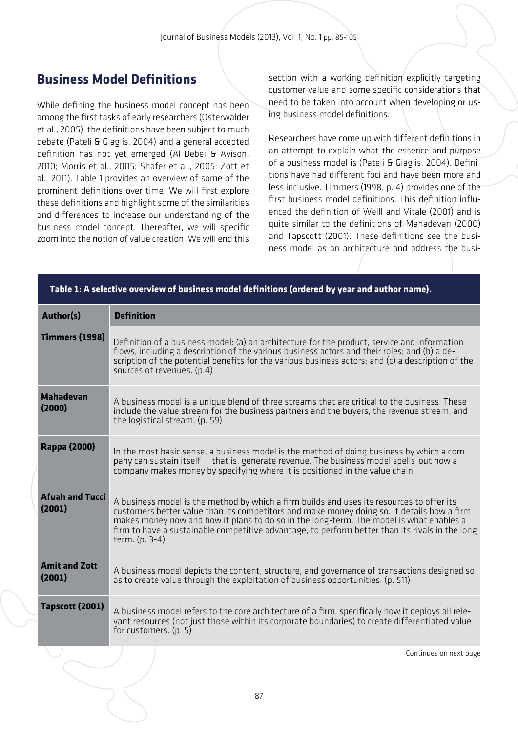## Business Model Definitions

While defining the business model concept has been among the first tasks of early researchers (Osterwalder et al., 2005), the definitions have been subject to much debate (Pateli & Giaglis, 2004) and a general accepted definition has not yet emerged (Al-Debei & Avison, 2010; Morris et al., 2005; Shafer et al., 2005; Zott et al., 2011). Table 1 provides an overview of some of the prominent definitions over time. We will first explore these definitions and highlight some of the similarities and differences to increase our understanding of the business model concept. Thereafter, we will specific zoom into the notion of value creation. We will end this section with a working definition explicitly targeting customer value and some specific considerations that need to be taken into account when developing or using business model definitions.

Researchers have come up with different definitions in an attempt to explain what the essence and purpose of a business model is (Pateli & Giaglis, 2004). Definitions have had different foci and have been more and less inclusive. Timmers (1998, p. 4) provides one of the first business model definitions. This definition influenced the definition of Weill and Vitale (2001) and is quite similar to the definitions of Mahadevan (2000) and Tapscott (2001). These definitions see the business model as an architecture and address the busi-

**Table 1: A selective overview of business model definitions (ordered by year and author name).**

| Author(s) | Definition |
|---|---|
| **Timmers (1998)** | Definition of a business model: (a) an architecture for the product, service and information flows, including a description of the various business actors and their roles; and (b) a description of the potential benefits for the various business actors; and (c) a description of the sources of revenues. (p.4) |
| **Mahadevan (2000)** | A business model is a unique blend of three streams that are critical to the business. These include the value stream for the business partners and the buyers, the revenue stream, and the logistical stream. (p. 59) |
| **Rappa (2000)** | In the most basic sense, a business model is the method of doing business by which a company can sustain itself -- that is, generate revenue. The business model spells-out how a company makes money by specifying where it is positioned in the value chain. |
| **Afuah and Tucci (2001)** | A business model is the method by which a firm builds and uses its resources to offer its customers better value than its competitors and make money doing so. It details how a firm makes money now and how it plans to do so in the long-term. The model is what enables a firm to have a sustainable competitive advantage, to perform better than its rivals in the long term. (p. 3-4) |
| **Amit and Zott (2001)** | A business model depicts the content, structure, and governance of transactions designed so as to create value through the exploitation of business opportunities. (p. 511) |
| **Tapscott (2001)** | A business model refers to the core architecture of a firm, specifically how it deploys all relevant resources (not just those within its corporate boundaries) to create differentiated value for customers. (p. 5) |

Continues on next page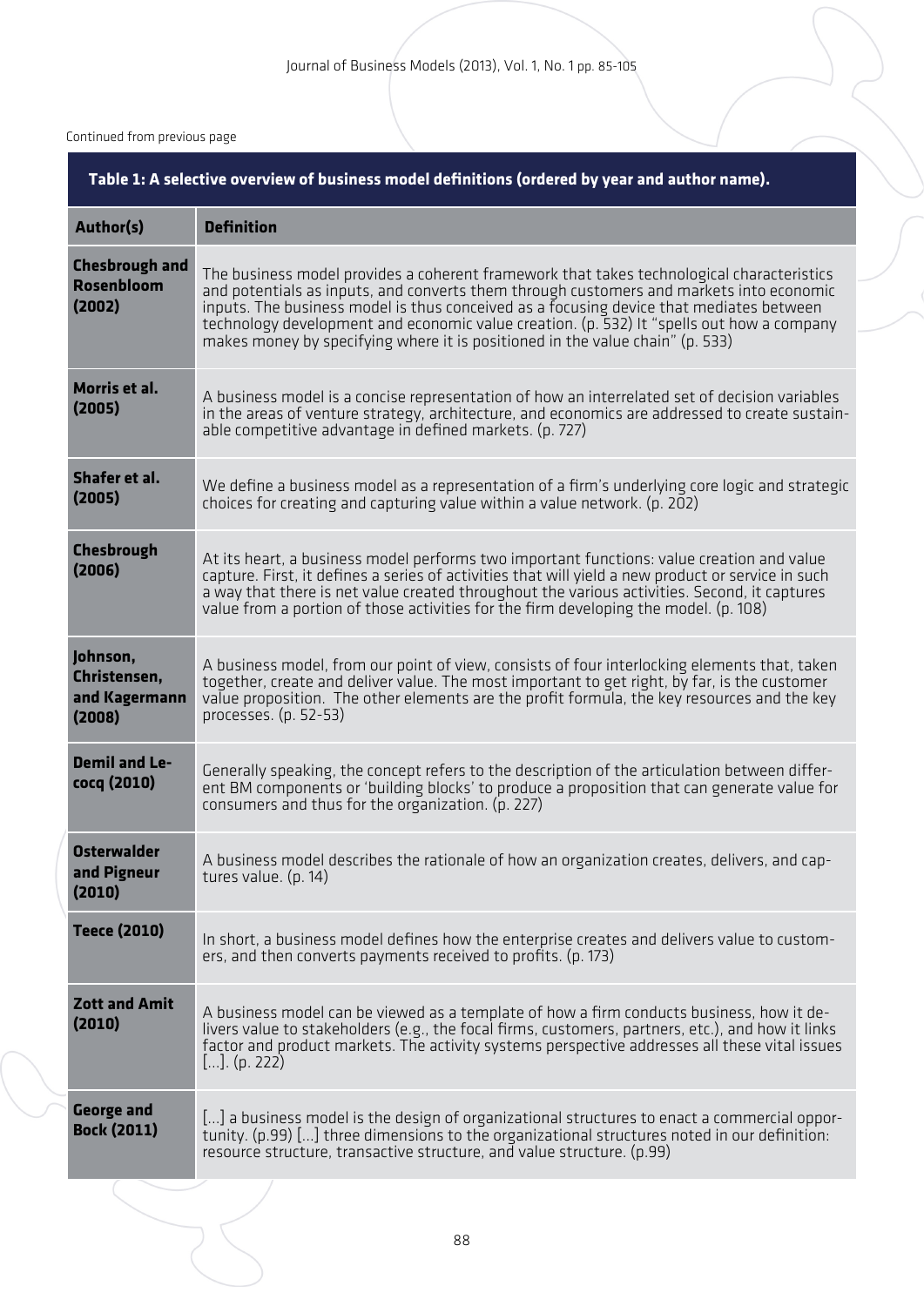Continued from previous page

**Table 1: A selective overview of business model definitions (ordered by year and author name).**

| Author(s) | Definition |
|---|---|
| **Chesbrough and Rosenbloom (2002)** | The business model provides a coherent framework that takes technological characteristics and potentials as inputs, and converts them through customers and markets into economic inputs. The business model is thus conceived as a focusing device that mediates between technology development and economic value creation. (p. 532) It "spells out how a company makes money by specifying where it is positioned in the value chain" (p. 533) |
| **Morris et al. (2005)** | A business model is a concise representation of how an interrelated set of decision variables in the areas of venture strategy, architecture, and economics are addressed to create sustainable competitive advantage in defined markets. (p. 727) |
| **Shafer et al. (2005)** | We define a business model as a representation of a firm's underlying core logic and strategic choices for creating and capturing value within a value network. (p. 202) |
| **Chesbrough (2006)** | At its heart, a business model performs two important functions: value creation and value capture. First, it defines a series of activities that will yield a new product or service in such a way that there is net value created throughout the various activities. Second, it captures value from a portion of those activities for the firm developing the model. (p. 108) |
| **Johnson, Christensen, and Kagermann (2008)** | A business model, from our point of view, consists of four interlocking elements that, taken together, create and deliver value. The most important to get right, by far, is the customer value proposition. The other elements are the profit formula, the key resources and the key processes. (p. 52-53) |
| **Demil and Lecocq (2010)** | Generally speaking, the concept refers to the description of the articulation between different BM components or 'building blocks' to produce a proposition that can generate value for consumers and thus for the organization. (p. 227) |
| **Osterwalder and Pigneur (2010)** | A business model describes the rationale of how an organization creates, delivers, and captures value. (p. 14) |
| **Teece (2010)** | In short, a business model defines how the enterprise creates and delivers value to customers, and then converts payments received to profits. (p. 173) |
| **Zott and Amit (2010)** | A business model can be viewed as a template of how a firm conducts business, how it delivers value to stakeholders (e.g., the focal firms, customers, partners, etc.), and how it links factor and product markets. The activity systems perspective addresses all these vital issues [...]. (p. 222) |
| **George and Bock (2011)** | [...] a business model is the design of organizational structures to enact a commercial opportunity. (p.99) [...] three dimensions to the organizational structures noted in our definition: resource structure, transactive structure, and value structure. (p.99) |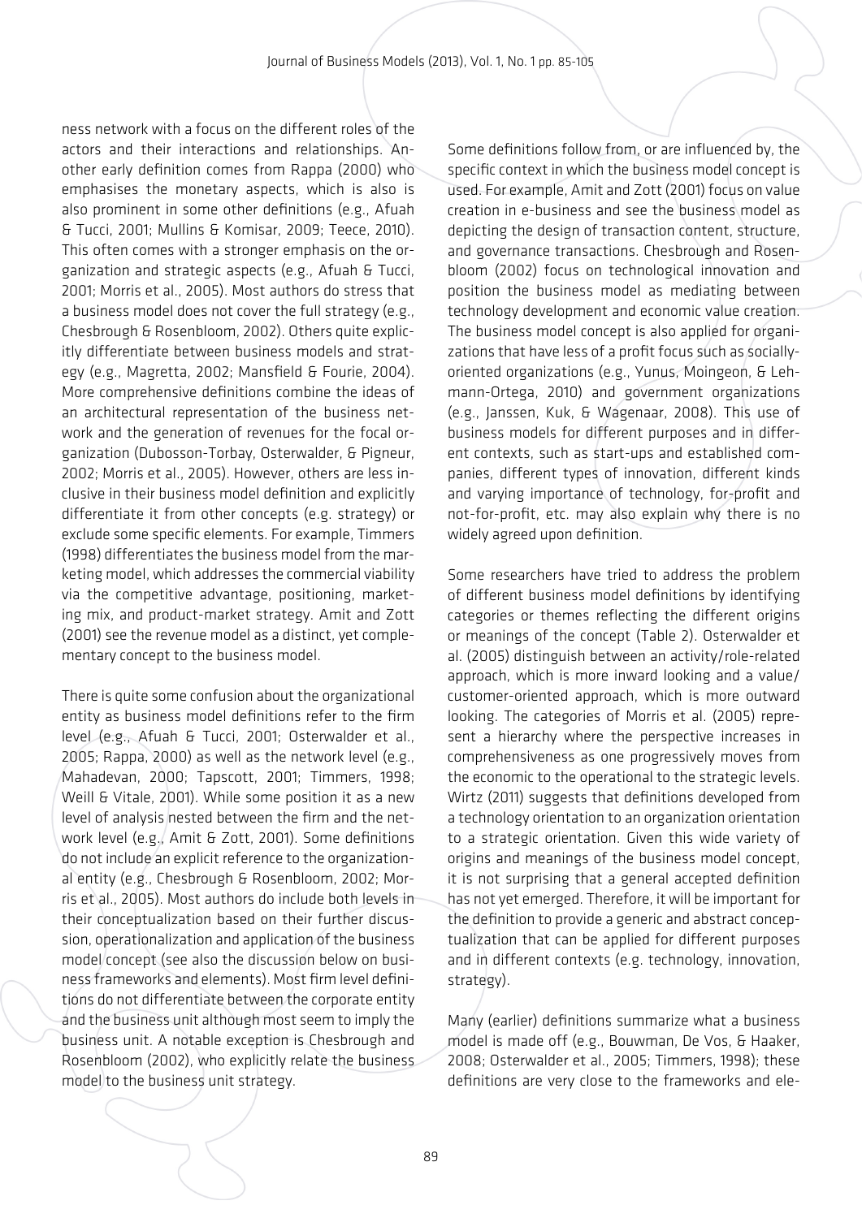ness network with a focus on the different roles of the actors and their interactions and relationships. Another early definition comes from Rappa (2000) who emphasises the monetary aspects, which is also is also prominent in some other definitions (e.g., Afuah & Tucci, 2001; Mullins & Komisar, 2009; Teece, 2010). This often comes with a stronger emphasis on the organization and strategic aspects (e.g., Afuah & Tucci, 2001; Morris et al., 2005). Most authors do stress that a business model does not cover the full strategy (e.g., Chesbrough & Rosenbloom, 2002). Others quite explicitly differentiate between business models and strategy (e.g., Magretta, 2002; Mansfield & Fourie, 2004). More comprehensive definitions combine the ideas of an architectural representation of the business network and the generation of revenues for the focal organization (Dubosson-Torbay, Osterwalder, & Pigneur, 2002; Morris et al., 2005). However, others are less inclusive in their business model definition and explicitly differentiate it from other concepts (e.g. strategy) or exclude some specific elements. For example, Timmers (1998) differentiates the business model from the marketing model, which addresses the commercial viability via the competitive advantage, positioning, marketing mix, and product-market strategy. Amit and Zott (2001) see the revenue model as a distinct, yet complementary concept to the business model.

There is quite some confusion about the organizational entity as business model definitions refer to the firm level (e.g., Afuah & Tucci, 2001; Osterwalder et al., 2005; Rappa, 2000) as well as the network level (e.g., Mahadevan, 2000; Tapscott, 2001; Timmers, 1998; Weill & Vitale, 2001). While some position it as a new level of analysis nested between the firm and the network level (e.g., Amit & Zott, 2001). Some definitions do not include an explicit reference to the organizational entity (e.g., Chesbrough & Rosenbloom, 2002; Morris et al., 2005). Most authors do include both levels in their conceptualization based on their further discussion, operationalization and application of the business model concept (see also the discussion below on business frameworks and elements). Most firm level definitions do not differentiate between the corporate entity and the business unit although most seem to imply the business unit. A notable exception is Chesbrough and Rosenbloom (2002), who explicitly relate the business model to the business unit strategy.

Some definitions follow from, or are influenced by, the specific context in which the business model concept is used. For example, Amit and Zott (2001) focus on value creation in e-business and see the business model as depicting the design of transaction content, structure, and governance transactions. Chesbrough and Rosenbloom (2002) focus on technological innovation and position the business model as mediating between technology development and economic value creation. The business model concept is also applied for organizations that have less of a profit focus such as socially-oriented organizations (e.g., Yunus, Moingeon, & Lehmann-Ortega, 2010) and government organizations (e.g., Janssen, Kuk, & Wagenaar, 2008). This use of business models for different purposes and in different contexts, such as start-ups and established companies, different types of innovation, different kinds and varying importance of technology, for-profit and not-for-profit, etc. may also explain why there is no widely agreed upon definition.

Some researchers have tried to address the problem of different business model definitions by identifying categories or themes reflecting the different origins or meanings of the concept (Table 2). Osterwalder et al. (2005) distinguish between an activity/role-related approach, which is more inward looking and a value/customer-oriented approach, which is more outward looking. The categories of Morris et al. (2005) represent a hierarchy where the perspective increases in comprehensiveness as one progressively moves from the economic to the operational to the strategic levels. Wirtz (2011) suggests that definitions developed from a technology orientation to an organization orientation to a strategic orientation. Given this wide variety of origins and meanings of the business model concept, it is not surprising that a general accepted definition has not yet emerged. Therefore, it will be important for the definition to provide a generic and abstract conceptualization that can be applied for different purposes and in different contexts (e.g. technology, innovation, strategy).

Many (earlier) definitions summarize what a business model is made off (e.g., Bouwman, De Vos, & Haaker, 2008; Osterwalder et al., 2005; Timmers, 1998); these definitions are very close to the frameworks and ele-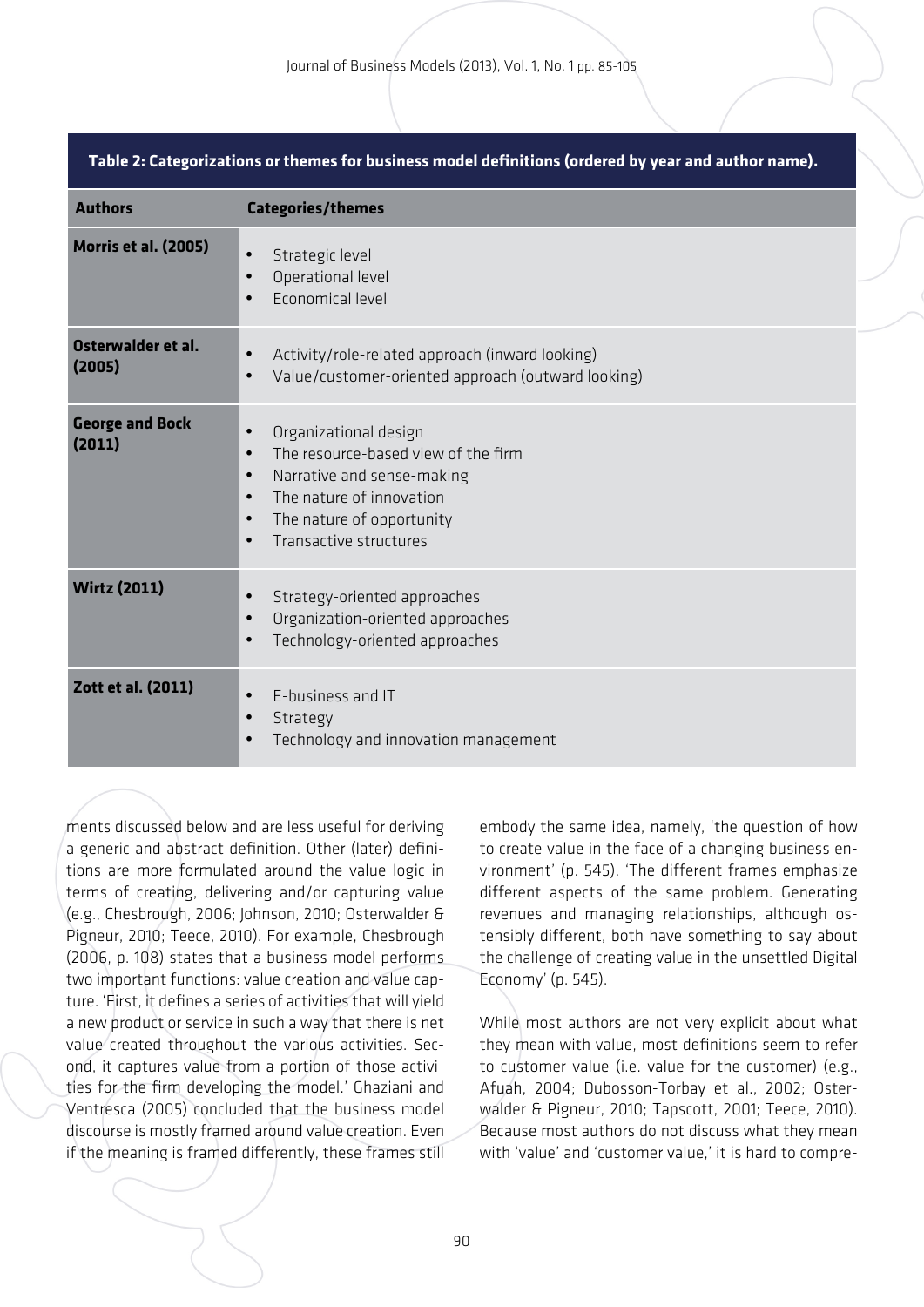**Table 2: Categorizations or themes for business model definitions (ordered by year and author name).**

| Authors | Categories/themes |
|---|---|
| **Morris et al. (2005)** | • Strategic level<br>• Operational level<br>• Economical level |
| **Osterwalder et al. (2005)** | • Activity/role-related approach (inward looking)<br>• Value/customer-oriented approach (outward looking) |
| **George and Bock (2011)** | • Organizational design<br>• The resource-based view of the firm<br>• Narrative and sense-making<br>• The nature of innovation<br>• The nature of opportunity<br>• Transactive structures |
| **Wirtz (2011)** | • Strategy-oriented approaches<br>• Organization-oriented approaches<br>• Technology-oriented approaches |
| **Zott et al. (2011)** | • E-business and IT<br>• Strategy<br>• Technology and innovation management |

ments discussed below and are less useful for deriving a generic and abstract definition. Other (later) definitions are more formulated around the value logic in terms of creating, delivering and/or capturing value (e.g., Chesbrough, 2006; Johnson, 2010; Osterwalder & Pigneur, 2010; Teece, 2010). For example, Chesbrough (2006, p. 108) states that a business model performs two important functions: value creation and value capture. 'First, it defines a series of activities that will yield a new product or service in such a way that there is net value created throughout the various activities. Second, it captures value from a portion of those activities for the firm developing the model.' Ghaziani and Ventresca (2005) concluded that the business model discourse is mostly framed around value creation. Even if the meaning is framed differently, these frames still embody the same idea, namely, 'the question of how to create value in the face of a changing business environment' (p. 545). 'The different frames emphasize different aspects of the same problem. Generating revenues and managing relationships, although ostensibly different, both have something to say about the challenge of creating value in the unsettled Digital Economy' (p. 545).

While most authors are not very explicit about what they mean with value, most definitions seem to refer to customer value (i.e. value for the customer) (e.g., Afuah, 2004; Dubosson-Torbay et al., 2002; Osterwalder & Pigneur, 2010; Tapscott, 2001; Teece, 2010). Because most authors do not discuss what they mean with 'value' and 'customer value,' it is hard to compre-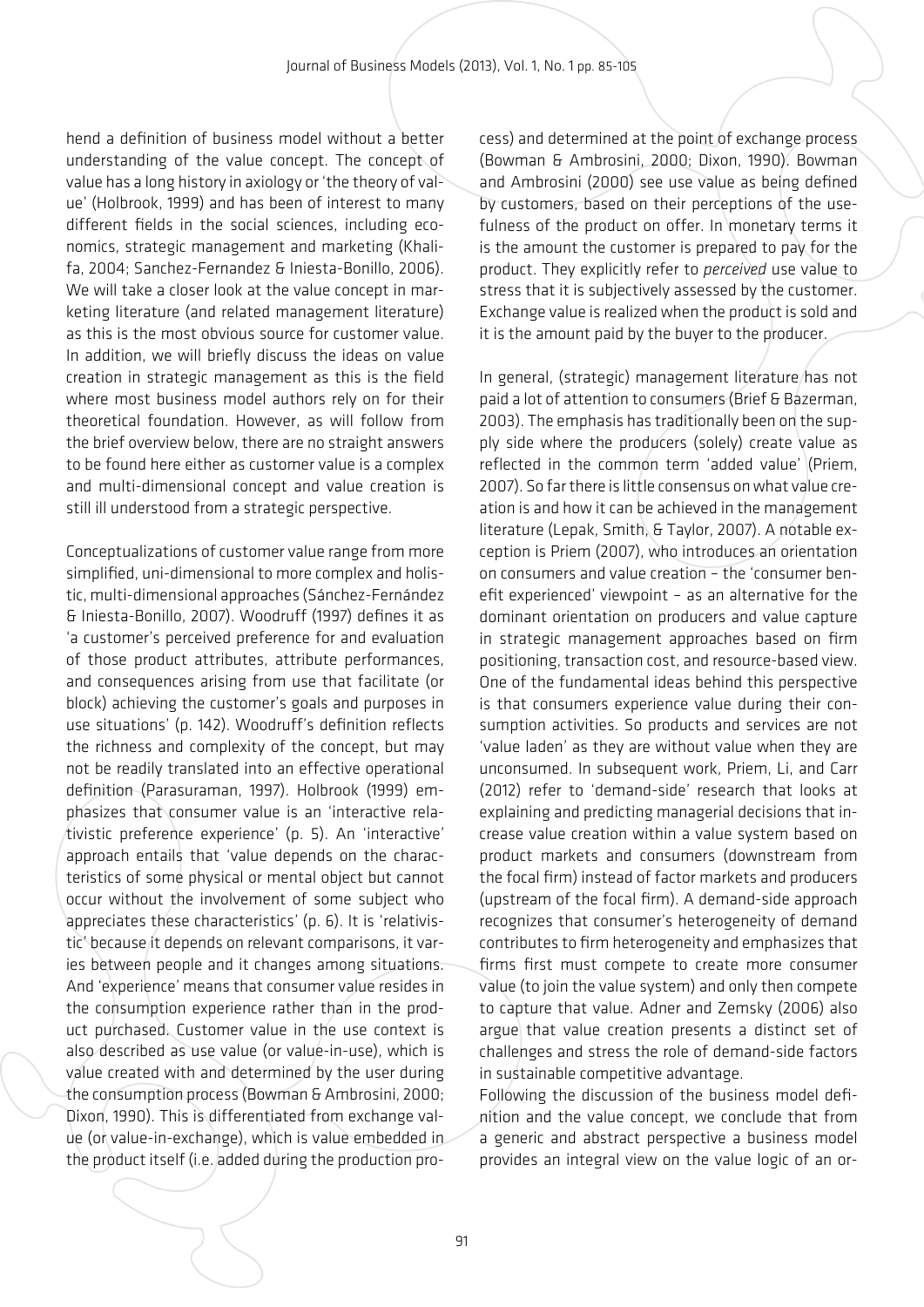hend a definition of business model without a better understanding of the value concept. The concept of value has a long history in axiology or 'the theory of value' (Holbrook, 1999) and has been of interest to many different fields in the social sciences, including economics, strategic management and marketing (Khalifa, 2004; Sanchez-Fernandez & Iniesta-Bonillo, 2006). We will take a closer look at the value concept in marketing literature (and related management literature) as this is the most obvious source for customer value. In addition, we will briefly discuss the ideas on value creation in strategic management as this is the field where most business model authors rely on for their theoretical foundation. However, as will follow from the brief overview below, there are no straight answers to be found here either as customer value is a complex and multi-dimensional concept and value creation is still ill understood from a strategic perspective.

Conceptualizations of customer value range from more simplified, uni-dimensional to more complex and holistic, multi-dimensional approaches (Sánchez-Fernández & Iniesta-Bonillo, 2007). Woodruff (1997) defines it as 'a customer's perceived preference for and evaluation of those product attributes, attribute performances, and consequences arising from use that facilitate (or block) achieving the customer's goals and purposes in use situations' (p. 142). Woodruff's definition reflects the richness and complexity of the concept, but may not be readily translated into an effective operational definition (Parasuraman, 1997). Holbrook (1999) emphasizes that consumer value is an 'interactive relativistic preference experience' (p. 5). An 'interactive' approach entails that 'value depends on the characteristics of some physical or mental object but cannot occur without the involvement of some subject who appreciates these characteristics' (p. 6). It is 'relativistic' because it depends on relevant comparisons, it varies between people and it changes among situations. And 'experience' means that consumer value resides in the consumption experience rather than in the product purchased. Customer value in the use context is also described as use value (or value-in-use), which is value created with and determined by the user during the consumption process (Bowman & Ambrosini, 2000; Dixon, 1990). This is differentiated from exchange value (or value-in-exchange), which is value embedded in the product itself (i.e. added during the production process) and determined at the point of exchange process (Bowman & Ambrosini, 2000; Dixon, 1990). Bowman and Ambrosini (2000) see use value as being defined by customers, based on their perceptions of the usefulness of the product on offer. In monetary terms it is the amount the customer is prepared to pay for the product. They explicitly refer to *perceived* use value to stress that it is subjectively assessed by the customer. Exchange value is realized when the product is sold and it is the amount paid by the buyer to the producer.

In general, (strategic) management literature has not paid a lot of attention to consumers (Brief & Bazerman, 2003). The emphasis has traditionally been on the supply side where the producers (solely) create value as reflected in the common term 'added value' (Priem, 2007). So far there is little consensus on what value creation is and how it can be achieved in the management literature (Lepak, Smith, & Taylor, 2007). A notable exception is Priem (2007), who introduces an orientation on consumers and value creation – the 'consumer benefit experienced' viewpoint – as an alternative for the dominant orientation on producers and value capture in strategic management approaches based on firm positioning, transaction cost, and resource-based view. One of the fundamental ideas behind this perspective is that consumers experience value during their consumption activities. So products and services are not 'value laden' as they are without value when they are unconsumed. In subsequent work, Priem, Li, and Carr (2012) refer to 'demand-side' research that looks at explaining and predicting managerial decisions that increase value creation within a value system based on product markets and consumers (downstream from the focal firm) instead of factor markets and producers (upstream of the focal firm). A demand-side approach recognizes that consumer's heterogeneity of demand contributes to firm heterogeneity and emphasizes that firms first must compete to create more consumer value (to join the value system) and only then compete to capture that value. Adner and Zemsky (2006) also argue that value creation presents a distinct set of challenges and stress the role of demand-side factors in sustainable competitive advantage.

Following the discussion of the business model definition and the value concept, we conclude that from a generic and abstract perspective a business model provides an integral view on the value logic of an or-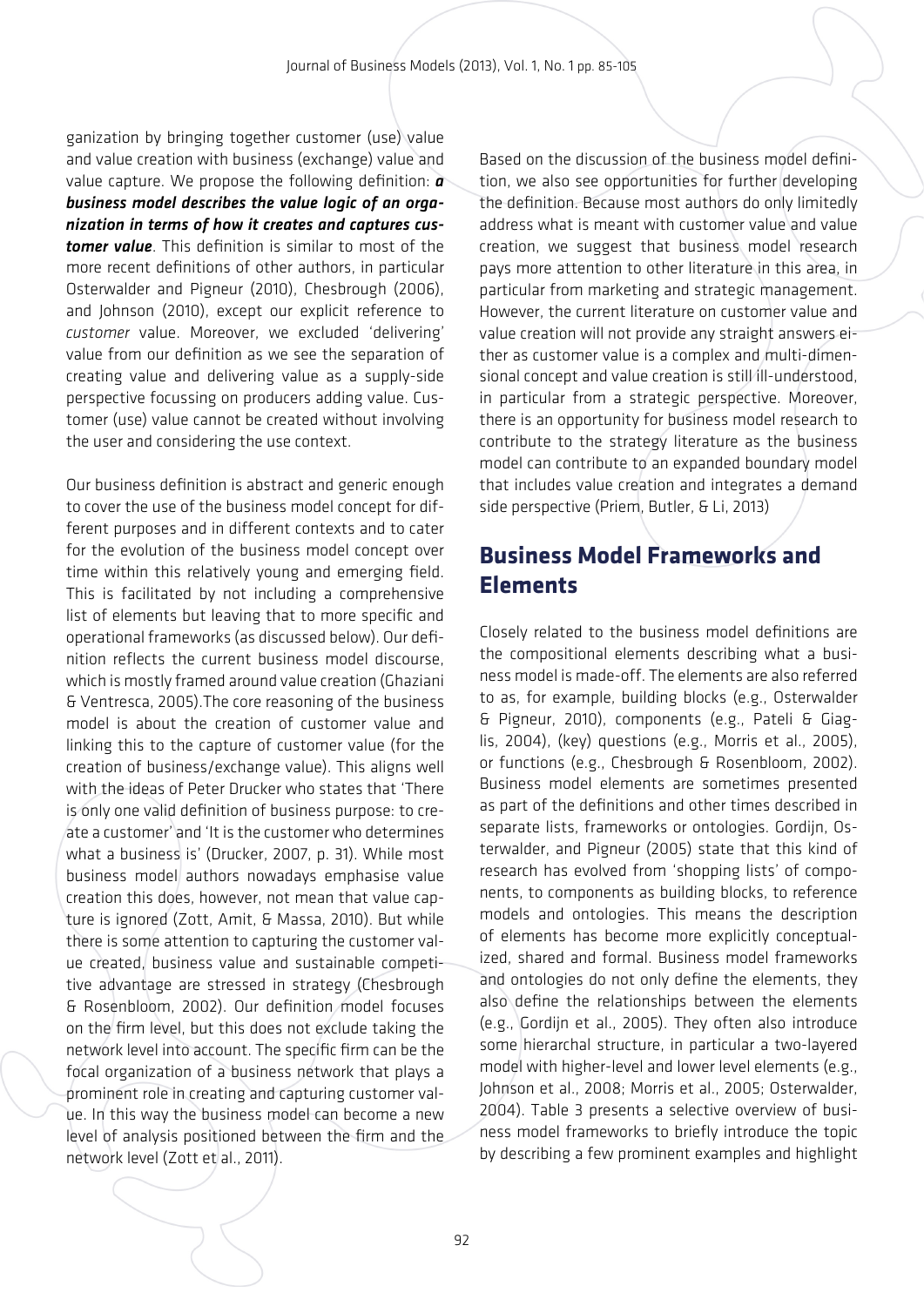ganization by bringing together customer (use) value and value creation with business (exchange) value and value capture. We propose the following definition: ***a business model describes the value logic of an organization in terms of how it creates and captures customer value***. This definition is similar to most of the more recent definitions of other authors, in particular Osterwalder and Pigneur (2010), Chesbrough (2006), and Johnson (2010), except our explicit reference to *customer* value. Moreover, we excluded 'delivering' value from our definition as we see the separation of creating value and delivering value as a supply-side perspective focussing on producers adding value. Customer (use) value cannot be created without involving the user and considering the use context.

Our business definition is abstract and generic enough to cover the use of the business model concept for different purposes and in different contexts and to cater for the evolution of the business model concept over time within this relatively young and emerging field. This is facilitated by not including a comprehensive list of elements but leaving that to more specific and operational frameworks (as discussed below). Our definition reflects the current business model discourse, which is mostly framed around value creation (Ghaziani & Ventresca, 2005).The core reasoning of the business model is about the creation of customer value and linking this to the capture of customer value (for the creation of business/exchange value). This aligns well with the ideas of Peter Drucker who states that 'There is only one valid definition of business purpose: to create a customer' and 'It is the customer who determines what a business is' (Drucker, 2007, p. 31). While most business model authors nowadays emphasise value creation this does, however, not mean that value capture is ignored (Zott, Amit, & Massa, 2010). But while there is some attention to capturing the customer value created, business value and sustainable competitive advantage are stressed in strategy (Chesbrough & Rosenbloom, 2002). Our definition model focuses on the firm level, but this does not exclude taking the network level into account. The specific firm can be the focal organization of a business network that plays a prominent role in creating and capturing customer value. In this way the business model can become a new level of analysis positioned between the firm and the network level (Zott et al., 2011).

Based on the discussion of the business model definition, we also see opportunities for further developing the definition. Because most authors do only limitedly address what is meant with customer value and value creation, we suggest that business model research pays more attention to other literature in this area, in particular from marketing and strategic management. However, the current literature on customer value and value creation will not provide any straight answers either as customer value is a complex and multi-dimensional concept and value creation is still ill-understood, in particular from a strategic perspective. Moreover, there is an opportunity for business model research to contribute to the strategy literature as the business model can contribute to an expanded boundary model that includes value creation and integrates a demand side perspective (Priem, Butler, & Li, 2013)

## Business Model Frameworks and Elements

Closely related to the business model definitions are the compositional elements describing what a business model is made-off. The elements are also referred to as, for example, building blocks (e.g., Osterwalder & Pigneur, 2010), components (e.g., Pateli & Giaglis, 2004), (key) questions (e.g., Morris et al., 2005), or functions (e.g., Chesbrough & Rosenbloom, 2002). Business model elements are sometimes presented as part of the definitions and other times described in separate lists, frameworks or ontologies. Gordijn, Osterwalder, and Pigneur (2005) state that this kind of research has evolved from 'shopping lists' of components, to components as building blocks, to reference models and ontologies. This means the description of elements has become more explicitly conceptualized, shared and formal. Business model frameworks and ontologies do not only define the elements, they also define the relationships between the elements (e.g., Gordijn et al., 2005). They often also introduce some hierarchal structure, in particular a two-layered model with higher-level and lower level elements (e.g., Johnson et al., 2008; Morris et al., 2005; Osterwalder, 2004). Table 3 presents a selective overview of business model frameworks to briefly introduce the topic by describing a few prominent examples and highlight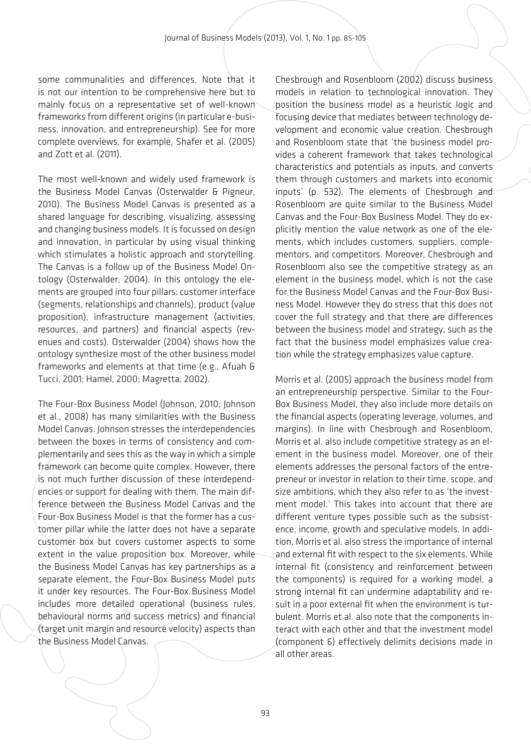some communalities and differences. Note that it is not our intention to be comprehensive here but to mainly focus on a representative set of well-known frameworks from different origins (in particular e-business, innovation, and entrepreneurship). See for more complete overviews, for example, Shafer et al. (2005) and Zott et al. (2011).

The most well-known and widely used framework is the Business Model Canvas (Osterwalder & Pigneur, 2010). The Business Model Canvas is presented as a shared language for describing, visualizing, assessing and changing business models. It is focussed on design and innovation, in particular by using visual thinking which stimulates a holistic approach and storytelling. The Canvas is a follow up of the Business Model Ontology (Osterwalder, 2004). In this ontology the elements are grouped into four pillars: customer interface (segments, relationships and channels), product (value proposition), infrastructure management (activities, resources, and partners) and financial aspects (revenues and costs). Osterwalder (2004) shows how the ontology synthesize most of the other business model frameworks and elements at that time (e.g., Afuah & Tucci, 2001; Hamel, 2000; Magretta, 2002).

The Four-Box Business Model (Johnson, 2010; Johnson et al., 2008) has many similarities with the Business Model Canvas. Johnson stresses the interdependencies between the boxes in terms of consistency and complementarily and sees this as the way in which a simple framework can become quite complex. However, there is not much further discussion of these interdependencies or support for dealing with them. The main difference between the Business Model Canvas and the Four-Box Business Model is that the former has a customer pillar while the latter does not have a separate customer box but covers customer aspects to some extent in the value proposition box. Moreover, while the Business Model Canvas has key partnerships as a separate element, the Four-Box Business Model puts it under key resources. The Four-Box Business Model includes more detailed operational (business rules, behavioural norms and success metrics) and financial (target unit margin and resource velocity) aspects than the Business Model Canvas.

Chesbrough and Rosenbloom (2002) discuss business models in relation to technological innovation. They position the business model as a heuristic logic and focusing device that mediates between technology development and economic value creation. Chesbrough and Rosenbloom state that 'the business model provides a coherent framework that takes technological characteristics and potentials as inputs, and converts them through customers and markets into economic inputs' (p. 532). The elements of Chesbrough and Rosenbloom are quite similar to the Business Model Canvas and the Four-Box Business Model. They do explicitly mention the value network as one of the elements, which includes customers, suppliers, complementors, and competitors. Moreover, Chesbrough and Rosenbloom also see the competitive strategy as an element in the business model, which is not the case for the Business Model Canvas and the Four-Box Business Model. However they do stress that this does not cover the full strategy and that there are differences between the business model and strategy, such as the fact that the business model emphasizes value creation while the strategy emphasizes value capture.

Morris et al. (2005) approach the business model from an entrepreneurship perspective. Similar to the Four-Box Business Model, they also include more details on the financial aspects (operating leverage, volumes, and margins). In line with Chesbrough and Rosenbloom, Morris et al. also include competitive strategy as an element in the business model. Moreover, one of their elements addresses the personal factors of the entrepreneur or investor in relation to their time, scope, and size ambitions, which they also refer to as 'the investment model.' This takes into account that there are different venture types possible such as the subsistence, income, growth and speculative models. In addition, Morris et al. also stress the importance of internal and external fit with respect to the six elements. While internal fit (consistency and reinforcement between the components) is required for a working model, a strong internal fit can undermine adaptability and result in a poor external fit when the environment is turbulent. Morris et al. also note that the components interact with each other and that the investment model (component 6) effectively delimits decisions made in all other areas.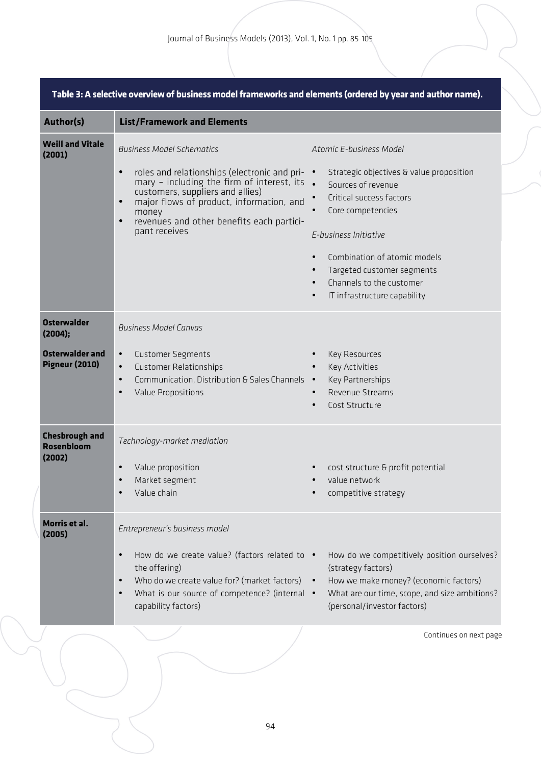| Author(s) | List/Framework and Elements |
|---|---|
| **Weill and Vitale (2001)** | *Business Model Schematics*<br>• roles and relationships (electronic and primary – including the firm of interest, its customers, suppliers and allies)<br>• major flows of product, information, and money<br>• revenues and other benefits each participant receives<br><br>*Atomic E-business Model*<br>• Strategic objectives & value proposition<br>• Sources of revenue<br>• Critical success factors<br>• Core competencies<br><br>*E-business Initiative*<br>• Combination of atomic models<br>• Targeted customer segments<br>• Channels to the customer<br>• IT infrastructure capability |
| **Osterwalder (2004);**<br>**Osterwalder and Pigneur (2010)** | *Business Model Canvas*<br>• Customer Segments<br>• Customer Relationships<br>• Communication, Distribution & Sales Channels<br>• Value Propositions<br>• Key Resources<br>• Key Activities<br>• Key Partnerships<br>• Revenue Streams<br>• Cost Structure |
| **Chesbrough and Rosenbloom (2002)** | *Technology-market mediation*<br>• Value proposition<br>• Market segment<br>• Value chain<br>• cost structure & profit potential<br>• value network<br>• competitive strategy |
| **Morris et al. (2005)** | *Entrepreneur's business model*<br>• How do we create value? (factors related to the offering)<br>• Who do we create value for? (market factors)<br>• What is our source of competence? (internal capability factors)<br>• How do we competitively position ourselves? (strategy factors)<br>• How we make money? (economic factors)<br>• What are our time, scope, and size ambitions? (personal/investor factors) |

Table 3: A selective overview of business model frameworks and elements (ordered by year and author name).

Continues on next page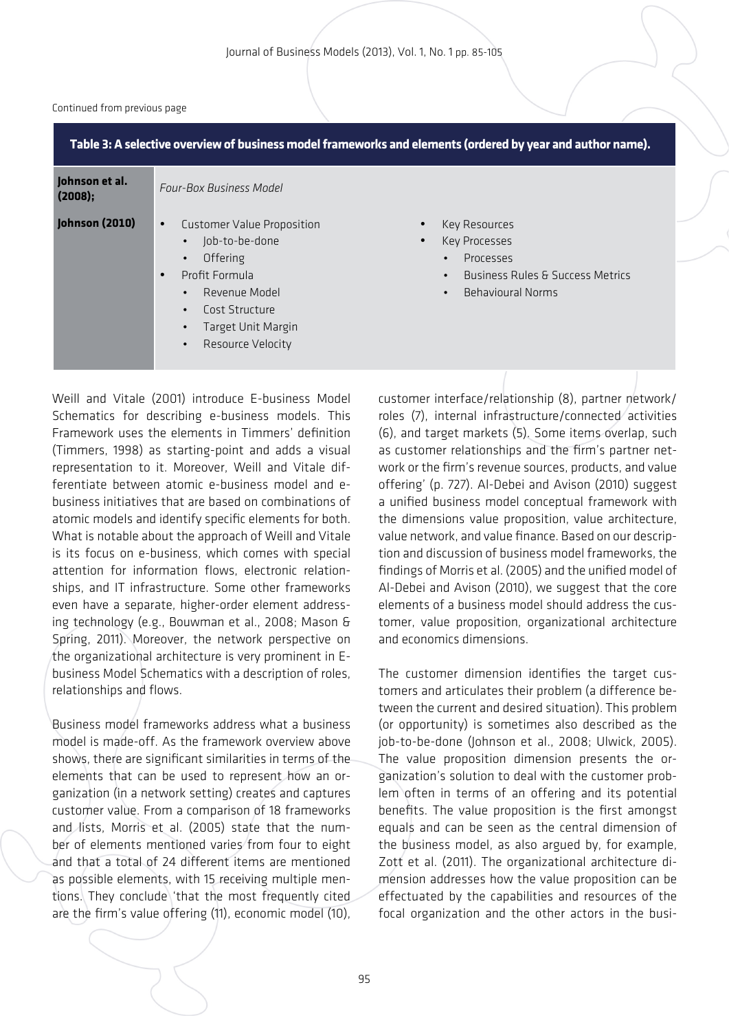Continued from previous page

**Table 3: A selective overview of business model frameworks and elements (ordered by year and author name).**

| | | |
|---|---|---|
| **Johnson et al. (2008);** | *Four-Box Business Model* | |
| **Johnson (2010)** | • Customer Value Proposition<br>  • Job-to-be-done<br>  • Offering<br>• Profit Formula<br>  • Revenue Model<br>  • Cost Structure<br>  • Target Unit Margin<br>  • Resource Velocity | • Key Resources<br>• Key Processes<br>  • Processes<br>  • Business Rules & Success Metrics<br>  • Behavioural Norms |

Weill and Vitale (2001) introduce E-business Model Schematics for describing e-business models. This Framework uses the elements in Timmers' definition (Timmers, 1998) as starting-point and adds a visual representation to it. Moreover, Weill and Vitale differentiate between atomic e-business model and e-business initiatives that are based on combinations of atomic models and identify specific elements for both. What is notable about the approach of Weill and Vitale is its focus on e-business, which comes with special attention for information flows, electronic relationships, and IT infrastructure. Some other frameworks even have a separate, higher-order element addressing technology (e.g., Bouwman et al., 2008; Mason & Spring, 2011). Moreover, the network perspective on the organizational architecture is very prominent in E-business Model Schematics with a description of roles, relationships and flows.

Business model frameworks address what a business model is made-off. As the framework overview above shows, there are significant similarities in terms of the elements that can be used to represent how an organization (in a network setting) creates and captures customer value. From a comparison of 18 frameworks and lists, Morris et al. (2005) state that the number of elements mentioned varies from four to eight and that a total of 24 different items are mentioned as possible elements, with 15 receiving multiple mentions. They conclude 'that the most frequently cited are the firm's value offering (11), economic model (10), customer interface/relationship (8), partner network/roles (7), internal infrastructure/connected activities (6), and target markets (5). Some items overlap, such as customer relationships and the firm's partner network or the firm's revenue sources, products, and value offering' (p. 727). Al-Debei and Avison (2010) suggest a unified business model conceptual framework with the dimensions value proposition, value architecture, value network, and value finance. Based on our description and discussion of business model frameworks, the findings of Morris et al. (2005) and the unified model of Al-Debei and Avison (2010), we suggest that the core elements of a business model should address the customer, value proposition, organizational architecture and economics dimensions.

The customer dimension identifies the target customers and articulates their problem (a difference between the current and desired situation). This problem (or opportunity) is sometimes also described as the job-to-be-done (Johnson et al., 2008; Ulwick, 2005). The value proposition dimension presents the organization's solution to deal with the customer problem often in terms of an offering and its potential benefits. The value proposition is the first amongst equals and can be seen as the central dimension of the business model, as also argued by, for example, Zott et al. (2011). The organizational architecture dimension addresses how the value proposition can be effectuated by the capabilities and resources of the focal organization and the other actors in the busi-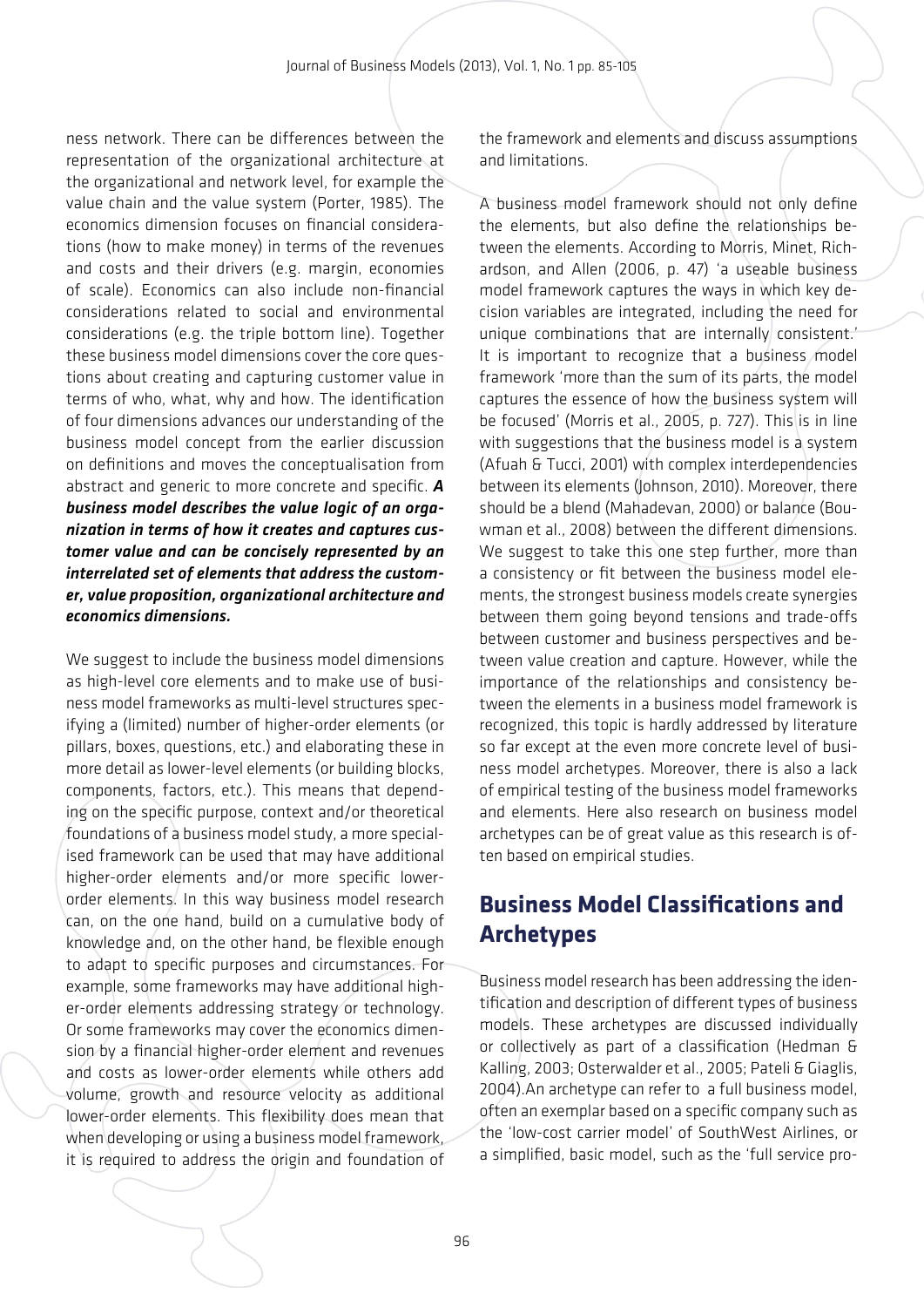ness network. There can be differences between the representation of the organizational architecture at the organizational and network level, for example the value chain and the value system (Porter, 1985). The economics dimension focuses on financial considerations (how to make money) in terms of the revenues and costs and their drivers (e.g. margin, economies of scale). Economics can also include non-financial considerations related to social and environmental considerations (e.g. the triple bottom line). Together these business model dimensions cover the core questions about creating and capturing customer value in terms of who, what, why and how. The identification of four dimensions advances our understanding of the business model concept from the earlier discussion on definitions and moves the conceptualisation from abstract and generic to more concrete and specific. ***A business model describes the value logic of an organization in terms of how it creates and captures customer value and can be concisely represented by an interrelated set of elements that address the customer, value proposition, organizational architecture and economics dimensions.***

We suggest to include the business model dimensions as high-level core elements and to make use of business model frameworks as multi-level structures specifying a (limited) number of higher-order elements (or pillars, boxes, questions, etc.) and elaborating these in more detail as lower-level elements (or building blocks, components, factors, etc.). This means that depending on the specific purpose, context and/or theoretical foundations of a business model study, a more specialised framework can be used that may have additional higher-order elements and/or more specific lower-order elements. In this way business model research can, on the one hand, build on a cumulative body of knowledge and, on the other hand, be flexible enough to adapt to specific purposes and circumstances. For example, some frameworks may have additional higher-order elements addressing strategy or technology. Or some frameworks may cover the economics dimension by a financial higher-order element and revenues and costs as lower-order elements while others add volume, growth and resource velocity as additional lower-order elements. This flexibility does mean that when developing or using a business model framework, it is required to address the origin and foundation of the framework and elements and discuss assumptions and limitations.

A business model framework should not only define the elements, but also define the relationships between the elements. According to Morris, Minet, Richardson, and Allen (2006, p. 47) 'a useable business model framework captures the ways in which key decision variables are integrated, including the need for unique combinations that are internally consistent.' It is important to recognize that a business model framework 'more than the sum of its parts, the model captures the essence of how the business system will be focused' (Morris et al., 2005, p. 727). This is in line with suggestions that the business model is a system (Afuah & Tucci, 2001) with complex interdependencies between its elements (Johnson, 2010). Moreover, there should be a blend (Mahadevan, 2000) or balance (Bouwman et al., 2008) between the different dimensions. We suggest to take this one step further, more than a consistency or fit between the business model elements, the strongest business models create synergies between them going beyond tensions and trade-offs between customer and business perspectives and between value creation and capture. However, while the importance of the relationships and consistency between the elements in a business model framework is recognized, this topic is hardly addressed by literature so far except at the even more concrete level of business model archetypes. Moreover, there is also a lack of empirical testing of the business model frameworks and elements. Here also research on business model archetypes can be of great value as this research is often based on empirical studies.

## Business Model Classifications and Archetypes

Business model research has been addressing the identification and description of different types of business models. These archetypes are discussed individually or collectively as part of a classification (Hedman & Kalling, 2003; Osterwalder et al., 2005; Pateli & Giaglis, 2004).An archetype can refer to a full business model, often an exemplar based on a specific company such as the 'low-cost carrier model' of SouthWest Airlines, or a simplified, basic model, such as the 'full service pro-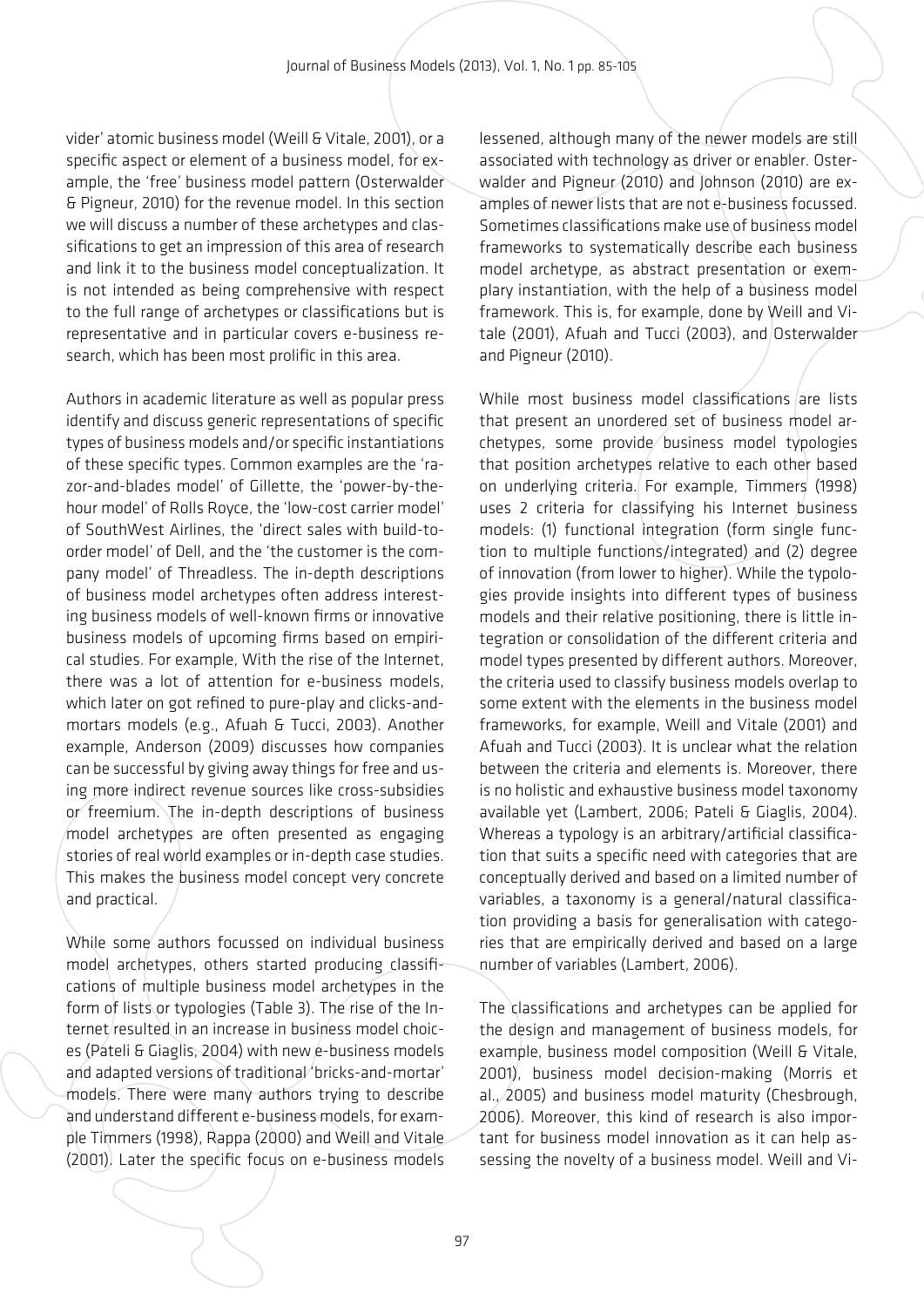vider' atomic business model (Weill & Vitale, 2001), or a specific aspect or element of a business model, for example, the 'free' business model pattern (Osterwalder & Pigneur, 2010) for the revenue model. In this section we will discuss a number of these archetypes and classifications to get an impression of this area of research and link it to the business model conceptualization. It is not intended as being comprehensive with respect to the full range of archetypes or classifications but is representative and in particular covers e-business research, which has been most prolific in this area.

Authors in academic literature as well as popular press identify and discuss generic representations of specific types of business models and/or specific instantiations of these specific types. Common examples are the 'razor-and-blades model' of Gillette, the 'power-by-the-hour model' of Rolls Royce, the 'low-cost carrier model' of SouthWest Airlines, the 'direct sales with build-to-order model' of Dell, and the 'the customer is the company model' of Threadless. The in-depth descriptions of business model archetypes often address interesting business models of well-known firms or innovative business models of upcoming firms based on empirical studies. For example, With the rise of the Internet, there was a lot of attention for e-business models, which later on got refined to pure-play and clicks-and-mortars models (e.g., Afuah & Tucci, 2003). Another example, Anderson (2009) discusses how companies can be successful by giving away things for free and using more indirect revenue sources like cross-subsidies or freemium. The in-depth descriptions of business model archetypes are often presented as engaging stories of real world examples or in-depth case studies. This makes the business model concept very concrete and practical.

While some authors focussed on individual business model archetypes, others started producing classifications of multiple business model archetypes in the form of lists or typologies (Table 3). The rise of the Internet resulted in an increase in business model choices (Pateli & Giaglis, 2004) with new e-business models and adapted versions of traditional 'bricks-and-mortar' models. There were many authors trying to describe and understand different e-business models, for example Timmers (1998), Rappa (2000) and Weill and Vitale (2001). Later the specific focus on e-business models lessened, although many of the newer models are still associated with technology as driver or enabler. Osterwalder and Pigneur (2010) and Johnson (2010) are examples of newer lists that are not e-business focussed. Sometimes classifications make use of business model frameworks to systematically describe each business model archetype, as abstract presentation or exemplary instantiation, with the help of a business model framework. This is, for example, done by Weill and Vitale (2001), Afuah and Tucci (2003), and Osterwalder and Pigneur (2010).

While most business model classifications are lists that present an unordered set of business model archetypes, some provide business model typologies that position archetypes relative to each other based on underlying criteria. For example, Timmers (1998) uses 2 criteria for classifying his Internet business models: (1) functional integration (form single function to multiple functions/integrated) and (2) degree of innovation (from lower to higher). While the typologies provide insights into different types of business models and their relative positioning, there is little integration or consolidation of the different criteria and model types presented by different authors. Moreover, the criteria used to classify business models overlap to some extent with the elements in the business model frameworks, for example, Weill and Vitale (2001) and Afuah and Tucci (2003). It is unclear what the relation between the criteria and elements is. Moreover, there is no holistic and exhaustive business model taxonomy available yet (Lambert, 2006; Pateli & Giaglis, 2004). Whereas a typology is an arbitrary/artificial classification that suits a specific need with categories that are conceptually derived and based on a limited number of variables, a taxonomy is a general/natural classification providing a basis for generalisation with categories that are empirically derived and based on a large number of variables (Lambert, 2006).

The classifications and archetypes can be applied for the design and management of business models, for example, business model composition (Weill & Vitale, 2001), business model decision-making (Morris et al., 2005) and business model maturity (Chesbrough, 2006). Moreover, this kind of research is also important for business model innovation as it can help assessing the novelty of a business model. Weill and Vi-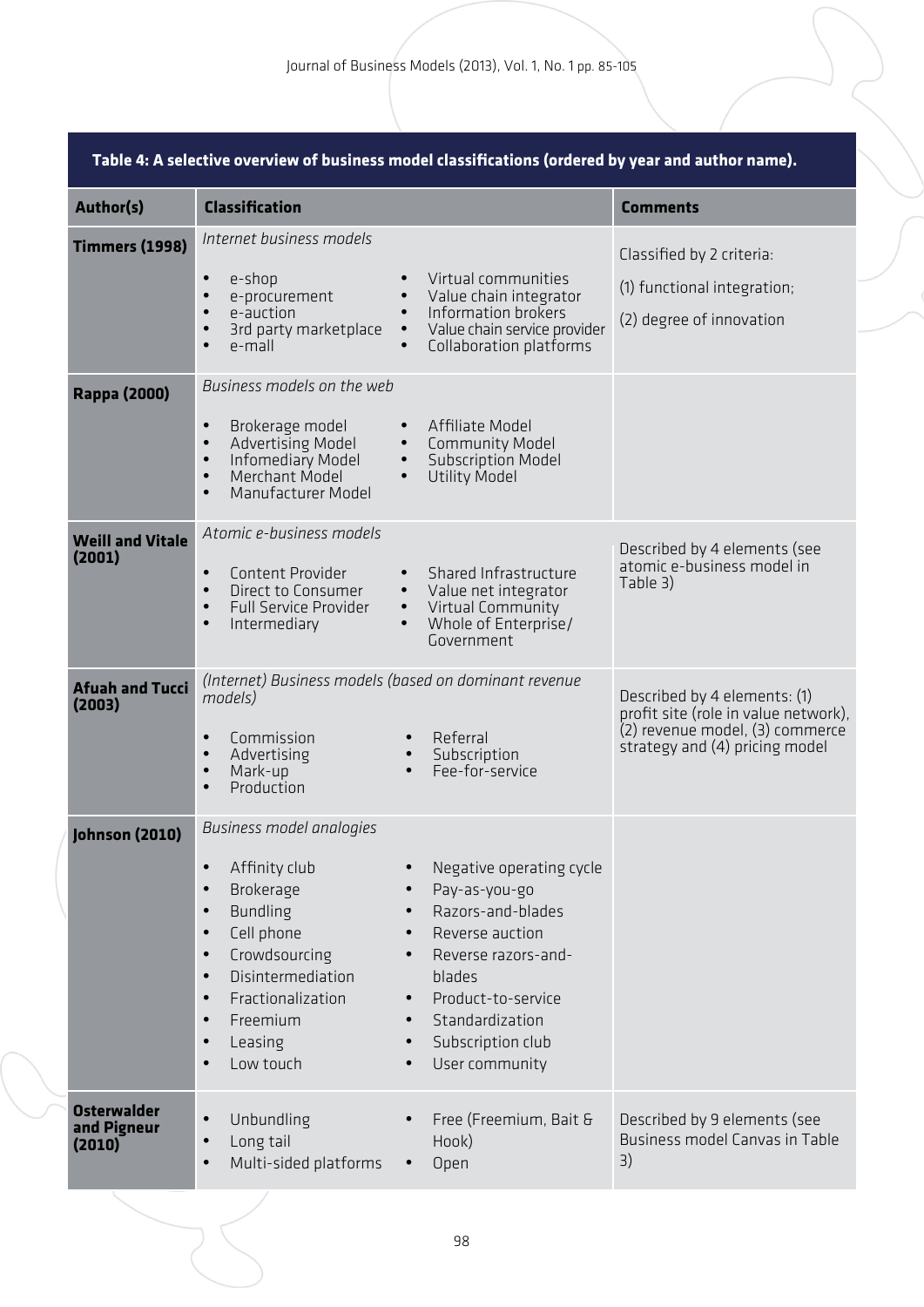**Table 4: A selective overview of business model classifications (ordered by year and author name).**

| Author(s) | Classification | Comments |
|---|---|---|
| **Timmers (1998)** | *Internet business models*<br>• e-shop<br>• e-procurement<br>• e-auction<br>• 3rd party marketplace<br>• e-mall<br>• Virtual communities<br>• Value chain integrator<br>• Information brokers<br>• Value chain service provider<br>• Collaboration platforms | Classified by 2 criteria:<br>(1) functional integration;<br>(2) degree of innovation |
| **Rappa (2000)** | *Business models on the web*<br>• Brokerage model<br>• Advertising Model<br>• Infomediary Model<br>• Merchant Model<br>• Manufacturer Model<br>• Affiliate Model<br>• Community Model<br>• Subscription Model<br>• Utility Model | |
| **Weill and Vitale (2001)** | *Atomic e-business models*<br>• Content Provider<br>• Direct to Consumer<br>• Full Service Provider<br>• Intermediary<br>• Shared Infrastructure<br>• Value net integrator<br>• Virtual Community<br>• Whole of Enterprise/ Government | Described by 4 elements (see atomic e-business model in Table 3) |
| **Afuah and Tucci (2003)** | *(Internet) Business models (based on dominant revenue models)*<br>• Commission<br>• Advertising<br>• Mark-up<br>• Production<br>• Referral<br>• Subscription<br>• Fee-for-service | Described by 4 elements: (1) profit site (role in value network), (2) revenue model, (3) commerce strategy and (4) pricing model |
| **Johnson (2010)** | *Business model analogies*<br>• Affinity club<br>• Brokerage<br>• Bundling<br>• Cell phone<br>• Crowdsourcing<br>• Disintermediation<br>• Fractionalization<br>• Freemium<br>• Leasing<br>• Low touch<br>• Negative operating cycle<br>• Pay-as-you-go<br>• Razors-and-blades<br>• Reverse auction<br>• Reverse razors-and-blades<br>• Product-to-service<br>• Standardization<br>• Subscription club<br>• User community | |
| **Osterwalder and Pigneur (2010)** | • Unbundling<br>• Long tail<br>• Multi-sided platforms<br>• Free (Freemium, Bait & Hook)<br>• Open | Described by 9 elements (see Business model Canvas in Table 3) |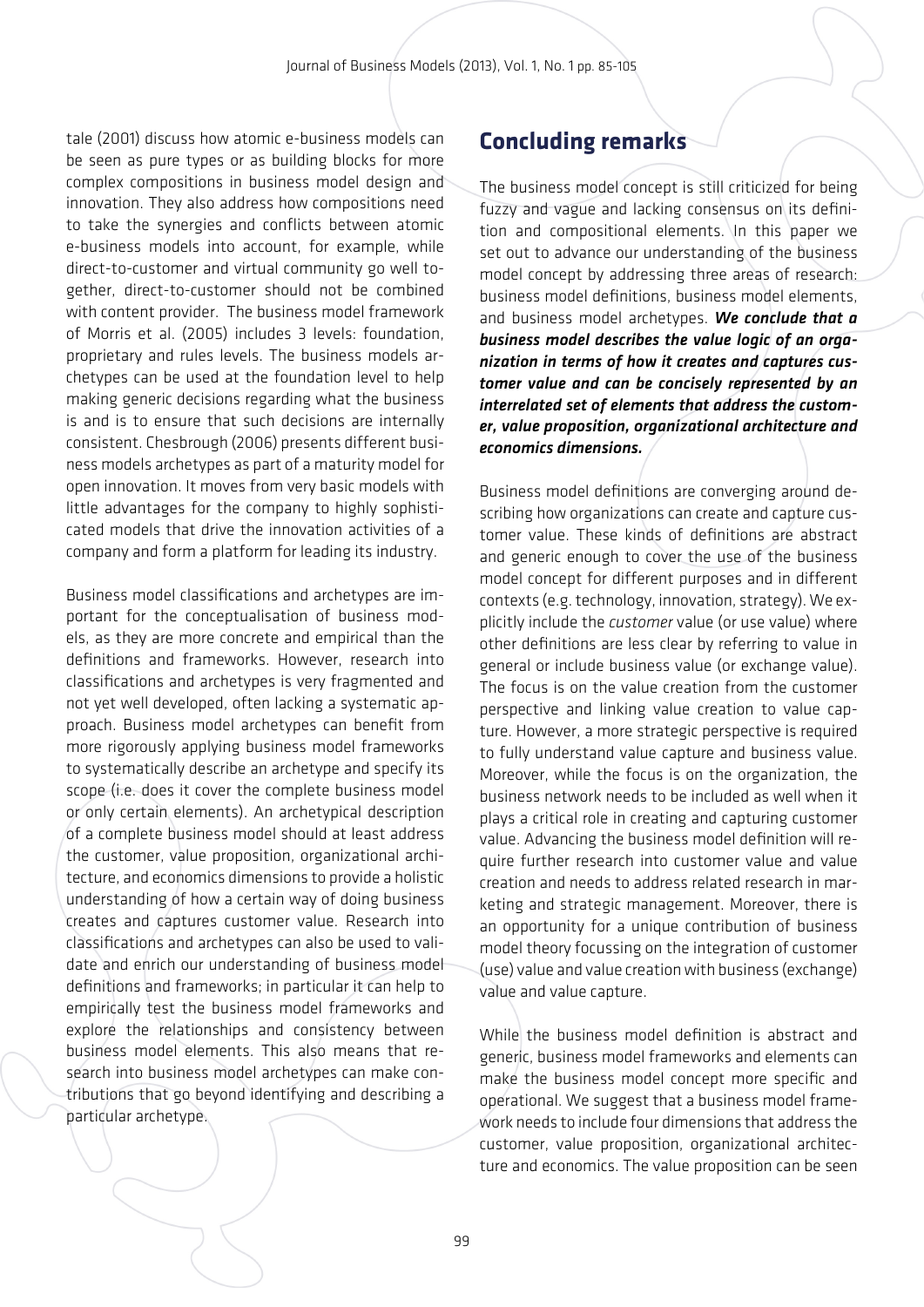tale (2001) discuss how atomic e-business models can be seen as pure types or as building blocks for more complex compositions in business model design and innovation. They also address how compositions need to take the synergies and conflicts between atomic e-business models into account, for example, while direct-to-customer and virtual community go well together, direct-to-customer should not be combined with content provider. The business model framework of Morris et al. (2005) includes 3 levels: foundation, proprietary and rules levels. The business models archetypes can be used at the foundation level to help making generic decisions regarding what the business is and is to ensure that such decisions are internally consistent. Chesbrough (2006) presents different business models archetypes as part of a maturity model for open innovation. It moves from very basic models with little advantages for the company to highly sophisticated models that drive the innovation activities of a company and form a platform for leading its industry.

Business model classifications and archetypes are important for the conceptualisation of business models, as they are more concrete and empirical than the definitions and frameworks. However, research into classifications and archetypes is very fragmented and not yet well developed, often lacking a systematic approach. Business model archetypes can benefit from more rigorously applying business model frameworks to systematically describe an archetype and specify its scope (i.e. does it cover the complete business model or only certain elements). An archetypical description of a complete business model should at least address the customer, value proposition, organizational architecture, and economics dimensions to provide a holistic understanding of how a certain way of doing business creates and captures customer value. Research into classifications and archetypes can also be used to validate and enrich our understanding of business model definitions and frameworks; in particular it can help to empirically test the business model frameworks and explore the relationships and consistency between business model elements. This also means that research into business model archetypes can make contributions that go beyond identifying and describing a particular archetype.

## Concluding remarks

The business model concept is still criticized for being fuzzy and vague and lacking consensus on its definition and compositional elements. In this paper we set out to advance our understanding of the business model concept by addressing three areas of research: business model definitions, business model elements, and business model archetypes. ***We conclude that a business model describes the value logic of an organization in terms of how it creates and captures customer value and can be concisely represented by an interrelated set of elements that address the customer, value proposition, organizational architecture and economics dimensions.***

Business model definitions are converging around describing how organizations can create and capture customer value. These kinds of definitions are abstract and generic enough to cover the use of the business model concept for different purposes and in different contexts (e.g. technology, innovation, strategy). We explicitly include the *customer* value (or use value) where other definitions are less clear by referring to value in general or include business value (or exchange value). The focus is on the value creation from the customer perspective and linking value creation to value capture. However, a more strategic perspective is required to fully understand value capture and business value. Moreover, while the focus is on the organization, the business network needs to be included as well when it plays a critical role in creating and capturing customer value. Advancing the business model definition will require further research into customer value and value creation and needs to address related research in marketing and strategic management. Moreover, there is an opportunity for a unique contribution of business model theory focussing on the integration of customer (use) value and value creation with business (exchange) value and value capture.

While the business model definition is abstract and generic, business model frameworks and elements can make the business model concept more specific and operational. We suggest that a business model framework needs to include four dimensions that address the customer, value proposition, organizational architecture and economics. The value proposition can be seen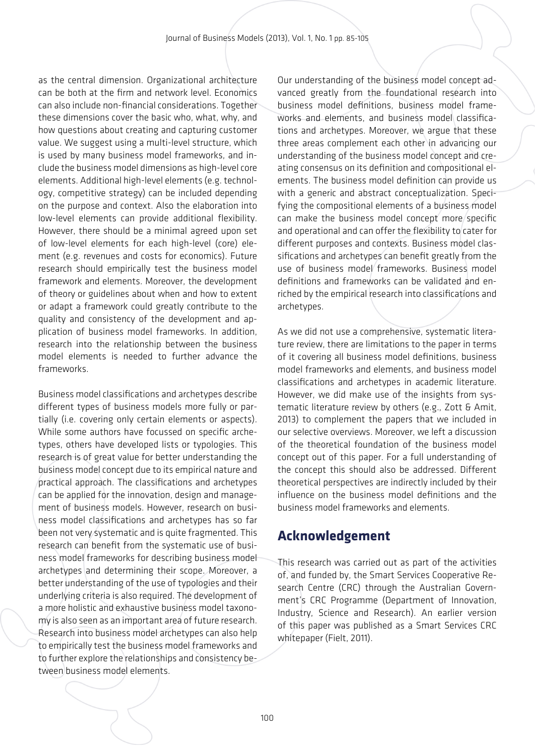as the central dimension. Organizational architecture can be both at the firm and network level. Economics can also include non-financial considerations. Together these dimensions cover the basic who, what, why, and how questions about creating and capturing customer value. We suggest using a multi-level structure, which is used by many business model frameworks, and include the business model dimensions as high-level core elements. Additional high-level elements (e.g. technology, competitive strategy) can be included depending on the purpose and context. Also the elaboration into low-level elements can provide additional flexibility. However, there should be a minimal agreed upon set of low-level elements for each high-level (core) element (e.g. revenues and costs for economics). Future research should empirically test the business model framework and elements. Moreover, the development of theory or guidelines about when and how to extent or adapt a framework could greatly contribute to the quality and consistency of the development and application of business model frameworks. In addition, research into the relationship between the business model elements is needed to further advance the frameworks.

Business model classifications and archetypes describe different types of business models more fully or partially (i.e. covering only certain elements or aspects). While some authors have focussed on specific archetypes, others have developed lists or typologies. This research is of great value for better understanding the business model concept due to its empirical nature and practical approach. The classifications and archetypes can be applied for the innovation, design and management of business models. However, research on business model classifications and archetypes has so far been not very systematic and is quite fragmented. This research can benefit from the systematic use of business model frameworks for describing business model archetypes and determining their scope. Moreover, a better understanding of the use of typologies and their underlying criteria is also required. The development of a more holistic and exhaustive business model taxonomy is also seen as an important area of future research. Research into business model archetypes can also help to empirically test the business model frameworks and to further explore the relationships and consistency between business model elements.

Our understanding of the business model concept advanced greatly from the foundational research into business model definitions, business model frameworks and elements, and business model classifications and archetypes. Moreover, we argue that these three areas complement each other in advancing our understanding of the business model concept and creating consensus on its definition and compositional elements. The business model definition can provide us with a generic and abstract conceptualization. Specifying the compositional elements of a business model can make the business model concept more specific and operational and can offer the flexibility to cater for different purposes and contexts. Business model classifications and archetypes can benefit greatly from the use of business model frameworks. Business model definitions and frameworks can be validated and enriched by the empirical research into classifications and archetypes.

As we did not use a comprehensive, systematic literature review, there are limitations to the paper in terms of it covering all business model definitions, business model frameworks and elements, and business model classifications and archetypes in academic literature. However, we did make use of the insights from systematic literature review by others (e.g., Zott & Amit, 2013) to complement the papers that we included in our selective overviews. Moreover, we left a discussion of the theoretical foundation of the business model concept out of this paper. For a full understanding of the concept this should also be addressed. Different theoretical perspectives are indirectly included by their influence on the business model definitions and the business model frameworks and elements.

## Acknowledgement

This research was carried out as part of the activities of, and funded by, the Smart Services Cooperative Research Centre (CRC) through the Australian Government's CRC Programme (Department of Innovation, Industry, Science and Research). An earlier version of this paper was published as a Smart Services CRC whitepaper (Fielt, 2011).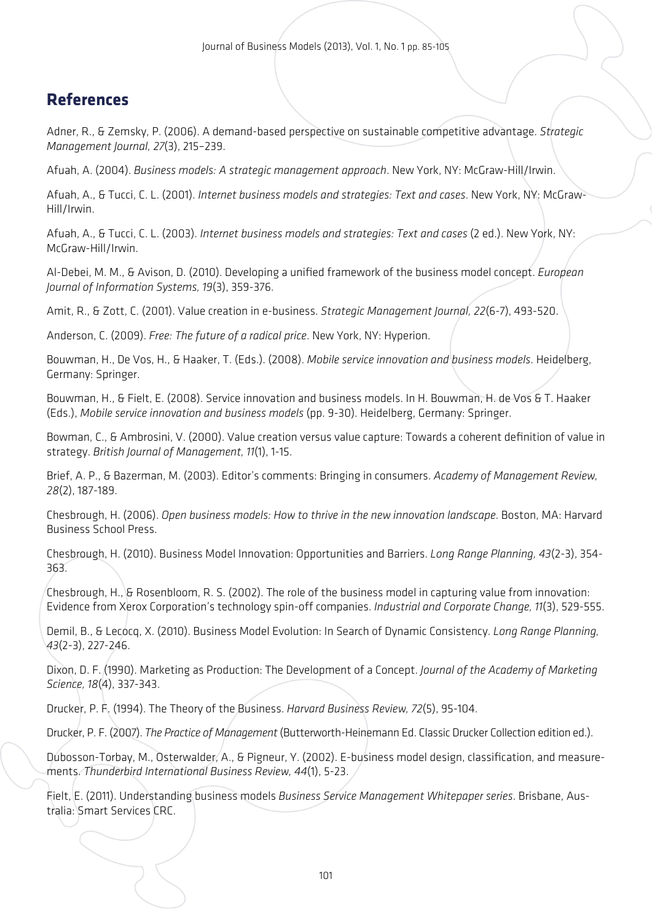## References

Adner, R., & Zemsky, P. (2006). A demand-based perspective on sustainable competitive advantage. *Strategic Management Journal, 27*(3), 215–239.

Afuah, A. (2004). *Business models: A strategic management approach*. New York, NY: McGraw-Hill/Irwin.

Afuah, A., & Tucci, C. L. (2001). *Internet business models and strategies: Text and cases*. New York, NY: McGraw-Hill/Irwin.

Afuah, A., & Tucci, C. L. (2003). *Internet business models and strategies: Text and cases* (2 ed.). New York, NY: McGraw-Hill/Irwin.

Al-Debei, M. M., & Avison, D. (2010). Developing a unified framework of the business model concept. *European Journal of Information Systems, 19*(3), 359-376.

Amit, R., & Zott, C. (2001). Value creation in e-business. *Strategic Management Journal, 22*(6-7), 493-520.

Anderson, C. (2009). *Free: The future of a radical price*. New York, NY: Hyperion.

Bouwman, H., De Vos, H., & Haaker, T. (Eds.). (2008). *Mobile service innovation and business models*. Heidelberg, Germany: Springer.

Bouwman, H., & Fielt, E. (2008). Service innovation and business models. In H. Bouwman, H. de Vos & T. Haaker (Eds.), *Mobile service innovation and business models* (pp. 9-30). Heidelberg, Germany: Springer.

Bowman, C., & Ambrosini, V. (2000). Value creation versus value capture: Towards a coherent definition of value in strategy. *British Journal of Management, 11*(1), 1-15.

Brief, A. P., & Bazerman, M. (2003). Editor's comments: Bringing in consumers. *Academy of Management Review, 28*(2), 187-189.

Chesbrough, H. (2006). *Open business models: How to thrive in the new innovation landscape*. Boston, MA: Harvard Business School Press.

Chesbrough, H. (2010). Business Model Innovation: Opportunities and Barriers. *Long Range Planning, 43*(2-3), 354-363.

Chesbrough, H., & Rosenbloom, R. S. (2002). The role of the business model in capturing value from innovation: Evidence from Xerox Corporation's technology spin-off companies. *Industrial and Corporate Change, 11*(3), 529-555.

Demil, B., & Lecocq, X. (2010). Business Model Evolution: In Search of Dynamic Consistency. *Long Range Planning, 43*(2-3), 227-246.

Dixon, D. F. (1990). Marketing as Production: The Development of a Concept. *Journal of the Academy of Marketing Science, 18*(4), 337-343.

Drucker, P. F. (1994). The Theory of the Business. *Harvard Business Review, 72*(5), 95-104.

Drucker, P. F. (2007). *The Practice of Management* (Butterworth-Heinemann Ed. Classic Drucker Collection edition ed.).

Dubosson-Torbay, M., Osterwalder, A., & Pigneur, Y. (2002). E-business model design, classification, and measurements. *Thunderbird International Business Review, 44*(1), 5-23.

Fielt, E. (2011). Understanding business models *Business Service Management Whitepaper series*. Brisbane, Australia: Smart Services CRC.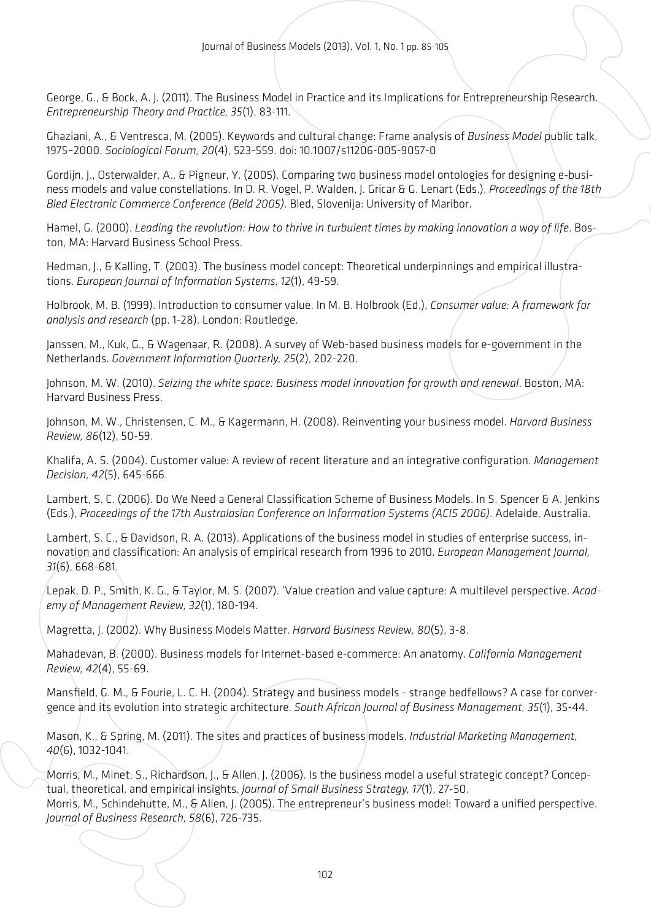George, G., & Bock, A. J. (2011). The Business Model in Practice and its Implications for Entrepreneurship Research. *Entrepreneurship Theory and Practice, 35*(1), 83-111.

Ghaziani, A., & Ventresca, M. (2005). Keywords and cultural change: Frame analysis of *Business Model* public talk, 1975–2000. *Sociological Forum, 20*(4), 523-559. doi: 10.1007/s11206-005-9057-0

Gordijn, J., Osterwalder, A., & Pigneur, Y. (2005). Comparing two business model ontologies for designing e-business models and value constellations. In D. R. Vogel, P. Walden, J. Gricar & G. Lenart (Eds.), *Proceedings of the 18th Bled Electronic Commerce Conference (Beld 2005)*. Bled, Slovenija: University of Maribor.

Hamel, G. (2000). *Leading the revolution: How to thrive in turbulent times by making innovation a way of life*. Boston, MA: Harvard Business School Press.

Hedman, J., & Kalling, T. (2003). The business model concept: Theoretical underpinnings and empirical illustrations. *European Journal of Information Systems, 12*(1), 49-59.

Holbrook, M. B. (1999). Introduction to consumer value. In M. B. Holbrook (Ed.), *Consumer value: A framework for analysis and research* (pp. 1-28). London: Routledge.

Janssen, M., Kuk, G., & Wagenaar, R. (2008). A survey of Web-based business models for e-government in the Netherlands. *Government Information Quarterly, 25*(2), 202-220.

Johnson, M. W. (2010). *Seizing the white space: Business model innovation for growth and renewal*. Boston, MA: Harvard Business Press.

Johnson, M. W., Christensen, C. M., & Kagermann, H. (2008). Reinventing your business model. *Harvard Business Review, 86*(12), 50-59.

Khalifa, A. S. (2004). Customer value: A review of recent literature and an integrative configuration. *Management Decision, 42*(5), 645-666.

Lambert, S. C. (2006). Do We Need a General Classification Scheme of Business Models. In S. Spencer & A. Jenkins (Eds.), *Proceedings of the 17th Australasian Conference on Information Systems (ACIS 2006)*. Adelaide, Australia.

Lambert, S. C., & Davidson, R. A. (2013). Applications of the business model in studies of enterprise success, innovation and classification: An analysis of empirical research from 1996 to 2010. *European Management Journal, 31*(6), 668-681.

Lepak, D. P., Smith, K. G., & Taylor, M. S. (2007). 'Value creation and value capture: A multilevel perspective. *Academy of Management Review, 32*(1), 180-194.

Magretta, J. (2002). Why Business Models Matter. *Harvard Business Review, 80*(5), 3-8.

Mahadevan, B. (2000). Business models for Internet-based e-commerce: An anatomy. *California Management Review, 42*(4), 55-69.

Mansfield, G. M., & Fourie, L. C. H. (2004). Strategy and business models - strange bedfellows? A case for convergence and its evolution into strategic architecture. *South African Journal of Business Management, 35*(1), 35-44.

Mason, K., & Spring, M. (2011). The sites and practices of business models. *Industrial Marketing Management, 40*(6), 1032-1041.

Morris, M., Minet, S., Richardson, J., & Allen, J. (2006). Is the business model a useful strategic concept? Conceptual, theoretical, and empirical insights. *Journal of Small Business Strategy, 17*(1), 27-50.

Morris, M., Schindehutte, M., & Allen, J. (2005). The entrepreneur's business model: Toward a unified perspective. *Journal of Business Research, 58*(6), 726-735.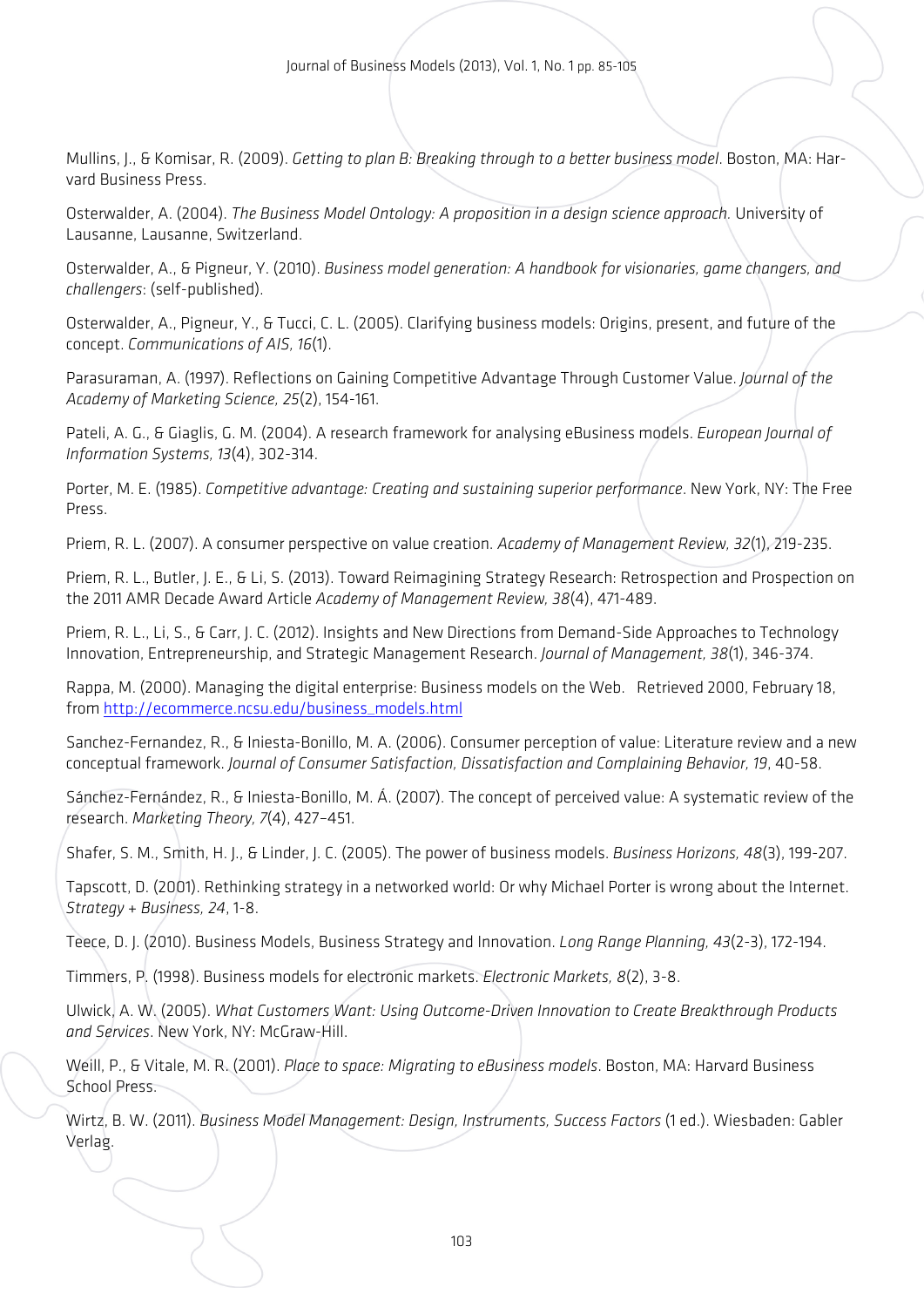Mullins, J., & Komisar, R. (2009). *Getting to plan B: Breaking through to a better business model*. Boston, MA: Harvard Business Press.

Osterwalder, A. (2004). *The Business Model Ontology: A proposition in a design science approach*. University of Lausanne, Lausanne, Switzerland.

Osterwalder, A., & Pigneur, Y. (2010). *Business model generation: A handbook for visionaries, game changers, and challengers*: (self-published).

Osterwalder, A., Pigneur, Y., & Tucci, C. L. (2005). Clarifying business models: Origins, present, and future of the concept. *Communications of AIS, 16*(1).

Parasuraman, A. (1997). Reflections on Gaining Competitive Advantage Through Customer Value. *Journal of the Academy of Marketing Science, 25*(2), 154-161.

Pateli, A. G., & Giaglis, G. M. (2004). A research framework for analysing eBusiness models. *European Journal of Information Systems, 13*(4), 302-314.

Porter, M. E. (1985). *Competitive advantage: Creating and sustaining superior performance*. New York, NY: The Free Press.

Priem, R. L. (2007). A consumer perspective on value creation. *Academy of Management Review, 32*(1), 219-235.

Priem, R. L., Butler, J. E., & Li, S. (2013). Toward Reimagining Strategy Research: Retrospection and Prospection on the 2011 AMR Decade Award Article *Academy of Management Review, 38*(4), 471-489.

Priem, R. L., Li, S., & Carr, J. C. (2012). Insights and New Directions from Demand-Side Approaches to Technology Innovation, Entrepreneurship, and Strategic Management Research. *Journal of Management, 38*(1), 346-374.

Rappa, M. (2000). Managing the digital enterprise: Business models on the Web. Retrieved 2000, February 18, from http://ecommerce.ncsu.edu/business_models.html

Sanchez-Fernandez, R., & Iniesta-Bonillo, M. A. (2006). Consumer perception of value: Literature review and a new conceptual framework. *Journal of Consumer Satisfaction, Dissatisfaction and Complaining Behavior, 19*, 40-58.

Sánchez-Fernández, R., & Iniesta-Bonillo, M. Á. (2007). The concept of perceived value: A systematic review of the research. *Marketing Theory, 7*(4), 427–451.

Shafer, S. M., Smith, H. J., & Linder, J. C. (2005). The power of business models. *Business Horizons, 48*(3), 199-207.

Tapscott, D. (2001). Rethinking strategy in a networked world: Or why Michael Porter is wrong about the Internet. *Strategy + Business, 24*, 1-8.

Teece, D. J. (2010). Business Models, Business Strategy and Innovation. *Long Range Planning, 43*(2-3), 172-194.

Timmers, P. (1998). Business models for electronic markets. *Electronic Markets, 8*(2), 3-8.

Ulwick, A. W. (2005). *What Customers Want: Using Outcome-Driven Innovation to Create Breakthrough Products and Services*. New York, NY: McGraw-Hill.

Weill, P., & Vitale, M. R. (2001). *Place to space: Migrating to eBusiness models*. Boston, MA: Harvard Business School Press.

Wirtz, B. W. (2011). *Business Model Management: Design, Instruments, Success Factors* (1 ed.). Wiesbaden: Gabler Verlag.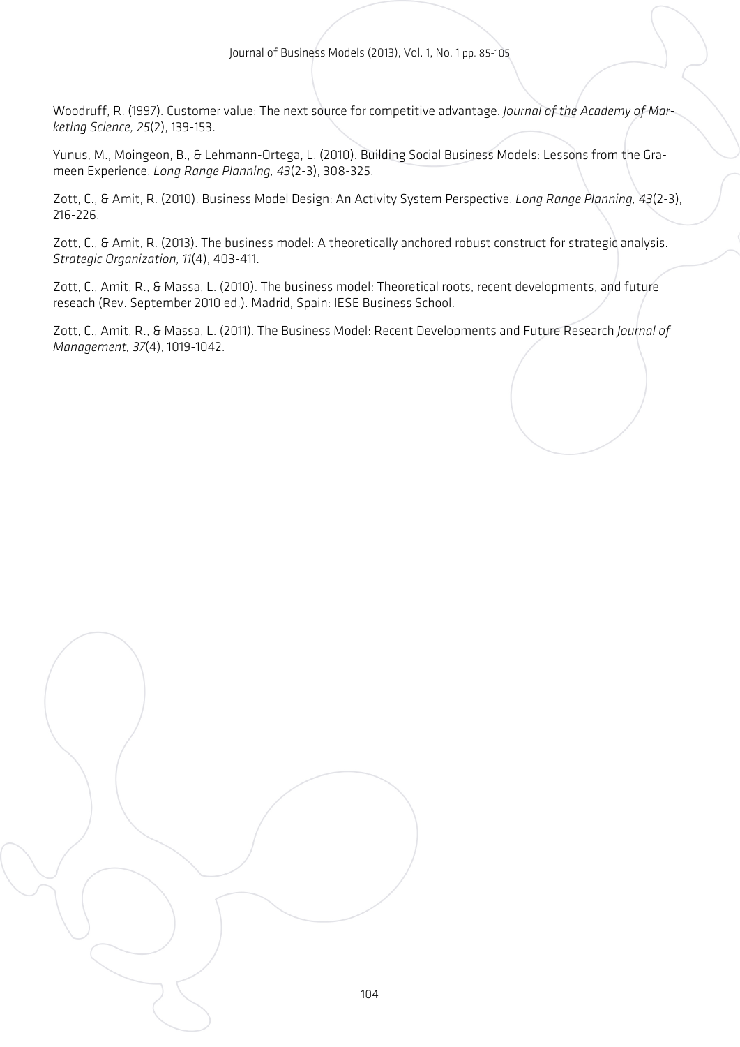Woodruff, R. (1997). Customer value: The next source for competitive advantage. *Journal of the Academy of Marketing Science, 25*(2), 139-153.

Yunus, M., Moingeon, B., & Lehmann-Ortega, L. (2010). Building Social Business Models: Lessons from the Grameen Experience. *Long Range Planning, 43*(2-3), 308-325.

Zott, C., & Amit, R. (2010). Business Model Design: An Activity System Perspective. *Long Range Planning, 43*(2-3), 216-226.

Zott, C., & Amit, R. (2013). The business model: A theoretically anchored robust construct for strategic analysis. *Strategic Organization, 11*(4), 403-411.

Zott, C., Amit, R., & Massa, L. (2010). The business model: Theoretical roots, recent developments, and future reseach (Rev. September 2010 ed.). Madrid, Spain: IESE Business School.

Zott, C., Amit, R., & Massa, L. (2011). The Business Model: Recent Developments and Future Research *Journal of Management, 37*(4), 1019-1042.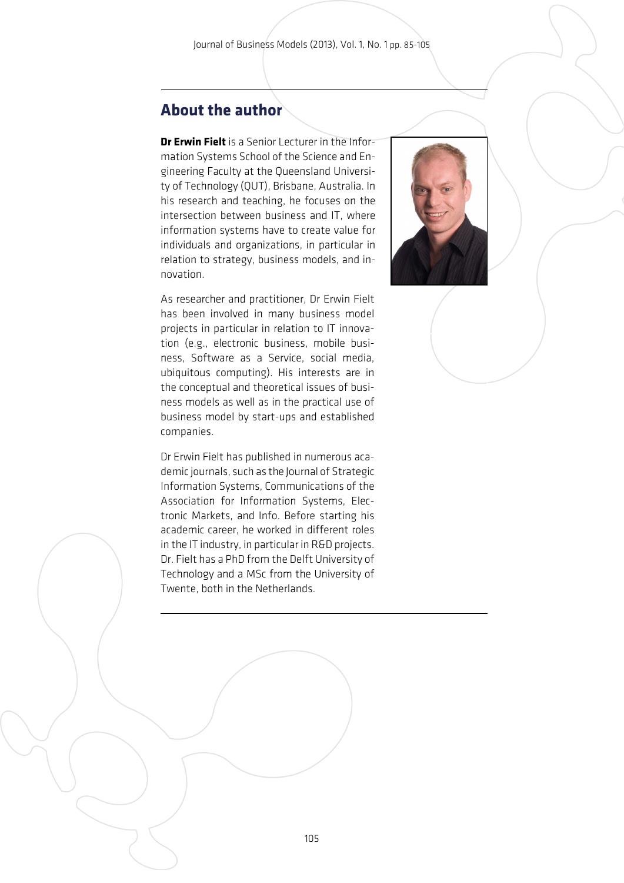## About the author

**Dr Erwin Fielt** is a Senior Lecturer in the Information Systems School of the Science and Engineering Faculty at the Queensland University of Technology (QUT), Brisbane, Australia. In his research and teaching, he focuses on the intersection between business and IT, where information systems have to create value for individuals and organizations, in particular in relation to strategy, business models, and innovation.

As researcher and practitioner, Dr Erwin Fielt has been involved in many business model projects in particular in relation to IT innovation (e.g., electronic business, mobile business, Software as a Service, social media, ubiquitous computing). His interests are in the conceptual and theoretical issues of business models as well as in the practical use of business model by start-ups and established companies.

Dr Erwin Fielt has published in numerous academic journals, such as the Journal of Strategic Information Systems, Communications of the Association for Information Systems, Electronic Markets, and Info. Before starting his academic career, he worked in different roles in the IT industry, in particular in R&D projects. Dr. Fielt has a PhD from the Delft University of Technology and a MSc from the University of Twente, both in the Netherlands.